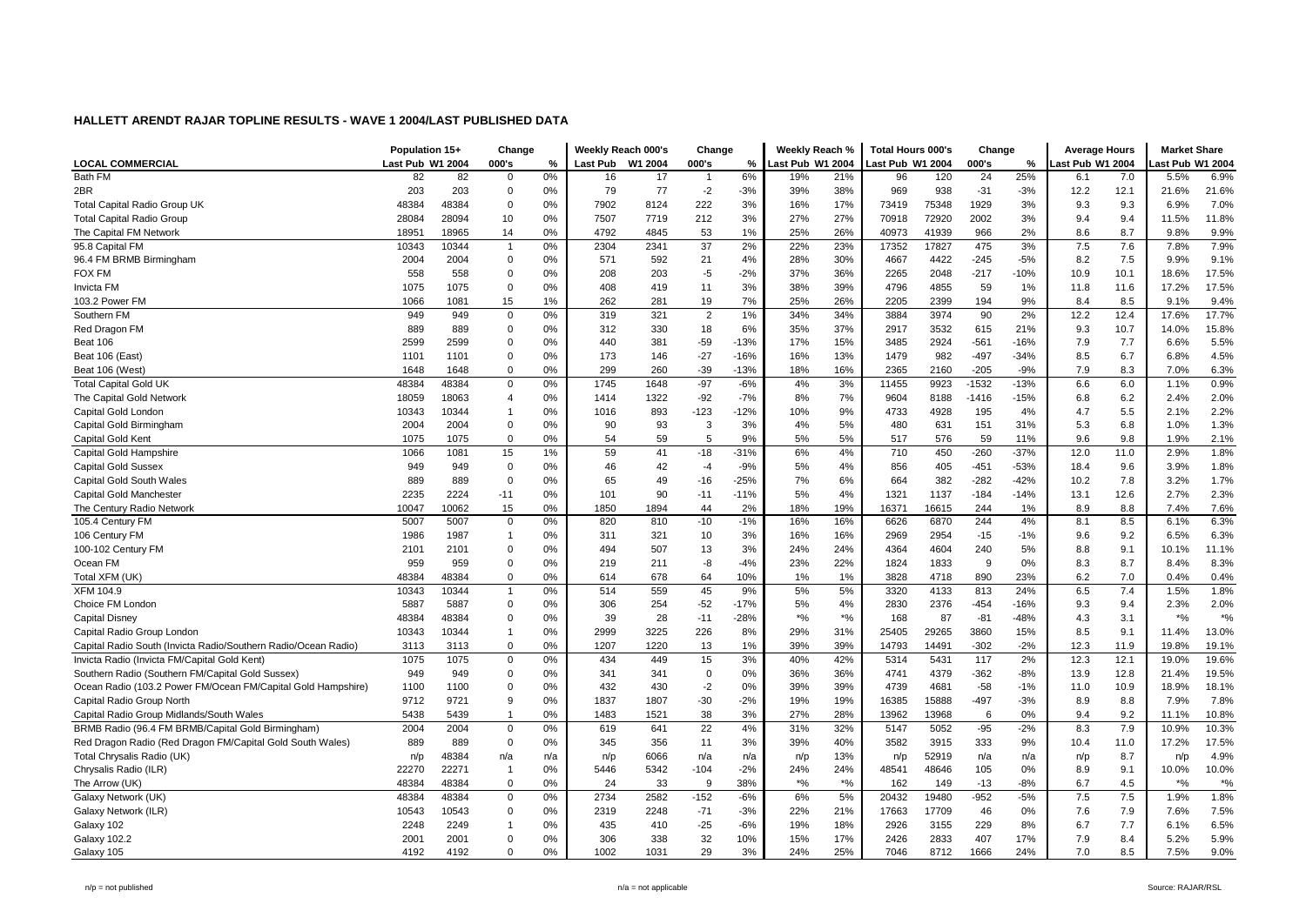## HALLETT ARENDT RAJAR TOPLINE RESULTS - WAVE 1 2004/LAST PUBLISHED DATA

| | Population 15+ | | Change | | Weekly Reach 000's | | Change | | Weekly Reach % | | Total Hours 000's | | Change | | Average Hours | | Market Share | |
|---|---|---|---|---|---|---|---|---|---|---|---|---|---|---|---|---|---|---|
| LOCAL COMMERCIAL | Last Pub | W1 2004 | 000's | % | Last Pub | W1 2004 | 000's | % | Last Pub | W1 2004 | Last Pub | W1 2004 | 000's | % | Last Pub | W1 2004 | Last Pub | W1 2004 |
| Bath FM | 82 | 82 | 0 | 0% | 16 | 17 | 1 | 6% | 19% | 21% | 96 | 120 | 24 | 25% | 6.1 | 7.0 | 5.5% | 6.9% |
| 2BR | 203 | 203 | 0 | 0% | 79 | 77 | -2 | -3% | 39% | 38% | 969 | 938 | -31 | -3% | 12.2 | 12.1 | 21.6% | 21.6% |
| Total Capital Radio Group UK | 48384 | 48384 | 0 | 0% | 7902 | 8124 | 222 | 3% | 16% | 17% | 73419 | 75348 | 1929 | 3% | 9.3 | 9.3 | 6.9% | 7.0% |
| Total Capital Radio Group | 28084 | 28094 | 10 | 0% | 7507 | 7719 | 212 | 3% | 27% | 27% | 70918 | 72920 | 2002 | 3% | 9.4 | 9.4 | 11.5% | 11.8% |
| The Capital FM Network | 18951 | 18965 | 14 | 0% | 4792 | 4845 | 53 | 1% | 25% | 26% | 40973 | 41939 | 966 | 2% | 8.6 | 8.7 | 9.8% | 9.9% |
| 95.8 Capital FM | 10343 | 10344 | 1 | 0% | 2304 | 2341 | 37 | 2% | 22% | 23% | 17352 | 17827 | 475 | 3% | 7.5 | 7.6 | 7.8% | 7.9% |
| 96.4 FM BRMB Birmingham | 2004 | 2004 | 0 | 0% | 571 | 592 | 21 | 4% | 28% | 30% | 4667 | 4422 | -245 | -5% | 8.2 | 7.5 | 9.9% | 9.1% |
| FOX FM | 558 | 558 | 0 | 0% | 208 | 203 | -5 | -2% | 37% | 36% | 2265 | 2048 | -217 | -10% | 10.9 | 10.1 | 18.6% | 17.5% |
| Invicta FM | 1075 | 1075 | 0 | 0% | 408 | 419 | 11 | 3% | 38% | 39% | 4796 | 4855 | 59 | 1% | 11.8 | 11.6 | 17.2% | 17.5% |
| 103.2 Power FM | 1066 | 1081 | 15 | 1% | 262 | 281 | 19 | 7% | 25% | 26% | 2205 | 2399 | 194 | 9% | 8.4 | 8.5 | 9.1% | 9.4% |
| Southern FM | 949 | 949 | 0 | 0% | 319 | 321 | 2 | 1% | 34% | 34% | 3884 | 3974 | 90 | 2% | 12.2 | 12.4 | 17.6% | 17.7% |
| Red Dragon FM | 889 | 889 | 0 | 0% | 312 | 330 | 18 | 6% | 35% | 37% | 2917 | 3532 | 615 | 21% | 9.3 | 10.7 | 14.0% | 15.8% |
| Beat 106 | 2599 | 2599 | 0 | 0% | 440 | 381 | -59 | -13% | 17% | 15% | 3485 | 2924 | -561 | -16% | 7.9 | 7.7 | 6.6% | 5.5% |
| Beat 106 (East) | 1101 | 1101 | 0 | 0% | 173 | 146 | -27 | -16% | 16% | 13% | 1479 | 982 | -497 | -34% | 8.5 | 6.7 | 6.8% | 4.5% |
| Beat 106 (West) | 1648 | 1648 | 0 | 0% | 299 | 260 | -39 | -13% | 18% | 16% | 2365 | 2160 | -205 | -9% | 7.9 | 8.3 | 7.0% | 6.3% |
| Total Capital Gold UK | 48384 | 48384 | 0 | 0% | 1745 | 1648 | -97 | -6% | 4% | 3% | 11455 | 9923 | -1532 | -13% | 6.6 | 6.0 | 1.1% | 0.9% |
| The Capital Gold Network | 18059 | 18063 | 4 | 0% | 1414 | 1322 | -92 | -7% | 8% | 7% | 9604 | 8188 | -1416 | -15% | 6.8 | 6.2 | 2.4% | 2.0% |
| Capital Gold London | 10343 | 10344 | 1 | 0% | 1016 | 893 | -123 | -12% | 10% | 9% | 4733 | 4928 | 195 | 4% | 4.7 | 5.5 | 2.1% | 2.2% |
| Capital Gold Birmingham | 2004 | 2004 | 0 | 0% | 90 | 93 | 3 | 3% | 4% | 5% | 480 | 631 | 151 | 31% | 5.3 | 6.8 | 1.0% | 1.3% |
| Capital Gold Kent | 1075 | 1075 | 0 | 0% | 54 | 59 | 5 | 9% | 5% | 5% | 517 | 576 | 59 | 11% | 9.6 | 9.8 | 1.9% | 2.1% |
| Capital Gold Hampshire | 1066 | 1081 | 15 | 1% | 59 | 41 | -18 | -31% | 6% | 4% | 710 | 450 | -260 | -37% | 12.0 | 11.0 | 2.9% | 1.8% |
| Capital Gold Sussex | 949 | 949 | 0 | 0% | 46 | 42 | -4 | -9% | 5% | 4% | 856 | 405 | -451 | -53% | 18.4 | 9.6 | 3.9% | 1.8% |
| Capital Gold South Wales | 889 | 889 | 0 | 0% | 65 | 49 | -16 | -25% | 7% | 6% | 664 | 382 | -282 | -42% | 10.2 | 7.8 | 3.2% | 1.7% |
| Capital Gold Manchester | 2235 | 2224 | -11 | 0% | 101 | 90 | -11 | -11% | 5% | 4% | 1321 | 1137 | -184 | -14% | 13.1 | 12.6 | 2.7% | 2.3% |
| The Century Radio Network | 10047 | 10062 | 15 | 0% | 1850 | 1894 | 44 | 2% | 18% | 19% | 16371 | 16615 | 244 | 1% | 8.9 | 8.8 | 7.4% | 7.6% |
| 105.4 Century FM | 5007 | 5007 | 0 | 0% | 820 | 810 | -10 | -1% | 16% | 16% | 6626 | 6870 | 244 | 4% | 8.1 | 8.5 | 6.1% | 6.3% |
| 106 Century FM | 1986 | 1987 | 1 | 0% | 311 | 321 | 10 | 3% | 16% | 16% | 2969 | 2954 | -15 | -1% | 9.6 | 9.2 | 6.5% | 6.3% |
| 100-102 Century FM | 2101 | 2101 | 0 | 0% | 494 | 507 | 13 | 3% | 24% | 24% | 4364 | 4604 | 240 | 5% | 8.8 | 9.1 | 10.1% | 11.1% |
| Ocean FM | 959 | 959 | 0 | 0% | 219 | 211 | -8 | -4% | 23% | 22% | 1824 | 1833 | 9 | 0% | 8.3 | 8.7 | 8.4% | 8.3% |
| Total XFM (UK) | 48384 | 48384 | 0 | 0% | 614 | 678 | 64 | 10% | 1% | 1% | 3828 | 4718 | 890 | 23% | 6.2 | 7.0 | 0.4% | 0.4% |
| XFM 104.9 | 10343 | 10344 | 1 | 0% | 514 | 559 | 45 | 9% | 5% | 5% | 3320 | 4133 | 813 | 24% | 6.5 | 7.4 | 1.5% | 1.8% |
| Choice FM London | 5887 | 5887 | 0 | 0% | 306 | 254 | -52 | -17% | 5% | 4% | 2830 | 2376 | -454 | -16% | 9.3 | 9.4 | 2.3% | 2.0% |
| Capital Disney | 48384 | 48384 | 0 | 0% | 39 | 28 | -11 | -28% | *% | *% | 168 | 87 | -81 | -48% | 4.3 | 3.1 | *% | *% |
| Capital Radio Group London | 10343 | 10344 | 1 | 0% | 2999 | 3225 | 226 | 8% | 29% | 31% | 25405 | 29265 | 3860 | 15% | 8.5 | 9.1 | 11.4% | 13.0% |
| Capital Radio South (Invicta Radio/Southern Radio/Ocean Radio) | 3113 | 3113 | 0 | 0% | 1207 | 1220 | 13 | 1% | 39% | 39% | 14793 | 14491 | -302 | -2% | 12.3 | 11.9 | 19.8% | 19.1% |
| Invicta Radio (Invicta FM/Capital Gold Kent) | 1075 | 1075 | 0 | 0% | 434 | 449 | 15 | 3% | 40% | 42% | 5314 | 5431 | 117 | 2% | 12.3 | 12.1 | 19.0% | 19.6% |
| Southern Radio (Southern FM/Capital Gold Sussex) | 949 | 949 | 0 | 0% | 341 | 341 | 0 | 0% | 36% | 36% | 4741 | 4379 | -362 | -8% | 13.9 | 12.8 | 21.4% | 19.5% |
| Ocean Radio (103.2 Power FM/Ocean FM/Capital Gold Hampshire) | 1100 | 1100 | 0 | 0% | 432 | 430 | -2 | 0% | 39% | 39% | 4739 | 4681 | -58 | -1% | 11.0 | 10.9 | 18.9% | 18.1% |
| Capital Radio Group North | 9712 | 9721 | 9 | 0% | 1837 | 1807 | -30 | -2% | 19% | 19% | 16385 | 15888 | -497 | -3% | 8.9 | 8.8 | 7.9% | 7.8% |
| Capital Radio Group Midlands/South Wales | 5438 | 5439 | 1 | 0% | 1483 | 1521 | 38 | 3% | 27% | 28% | 13962 | 13968 | 6 | 0% | 9.4 | 9.2 | 11.1% | 10.8% |
| BRMB Radio (96.4 FM BRMB/Capital Gold Birmingham) | 2004 | 2004 | 0 | 0% | 619 | 641 | 22 | 4% | 31% | 32% | 5147 | 5052 | -95 | -2% | 8.3 | 7.9 | 10.9% | 10.3% |
| Red Dragon Radio (Red Dragon FM/Capital Gold South Wales) | 889 | 889 | 0 | 0% | 345 | 356 | 11 | 3% | 39% | 40% | 3582 | 3915 | 333 | 9% | 10.4 | 11.0 | 17.2% | 17.5% |
| Total Chrysalis Radio (UK) | n/p | 48384 | n/a | n/a | n/p | 6066 | n/a | n/a | n/p | 13% | n/p | 52919 | n/a | n/a | n/p | 8.7 | n/p | 4.9% |
| Chrysalis Radio (ILR) | 22270 | 22271 | 1 | 0% | 5446 | 5342 | -104 | -2% | 24% | 24% | 48541 | 48646 | 105 | 0% | 8.9 | 9.1 | 10.0% | 10.0% |
| The Arrow (UK) | 48384 | 48384 | 0 | 0% | 24 | 33 | 9 | 38% | *% | *% | 162 | 149 | -13 | -8% | 6.7 | 4.5 | *% | *% |
| Galaxy Network (UK) | 48384 | 48384 | 0 | 0% | 2734 | 2582 | -152 | -6% | 6% | 5% | 20432 | 19480 | -952 | -5% | 7.5 | 7.5 | 1.9% | 1.8% |
| Galaxy Network (ILR) | 10543 | 10543 | 0 | 0% | 2319 | 2248 | -71 | -3% | 22% | 21% | 17663 | 17709 | 46 | 0% | 7.6 | 7.9 | 7.6% | 7.5% |
| Galaxy 102 | 2248 | 2249 | 1 | 0% | 435 | 410 | -25 | -6% | 19% | 18% | 2926 | 3155 | 229 | 8% | 6.7 | 7.7 | 6.1% | 6.5% |
| Galaxy 102.2 | 2001 | 2001 | 0 | 0% | 306 | 338 | 32 | 10% | 15% | 17% | 2426 | 2833 | 407 | 17% | 7.9 | 8.4 | 5.2% | 5.9% |
| Galaxy 105 | 4192 | 4192 | 0 | 0% | 1002 | 1031 | 29 | 3% | 24% | 25% | 7046 | 8712 | 1666 | 24% | 7.0 | 8.5 | 7.5% | 9.0% |

n/p = not published    n/a = not applicable    Source: RAJAR/RSL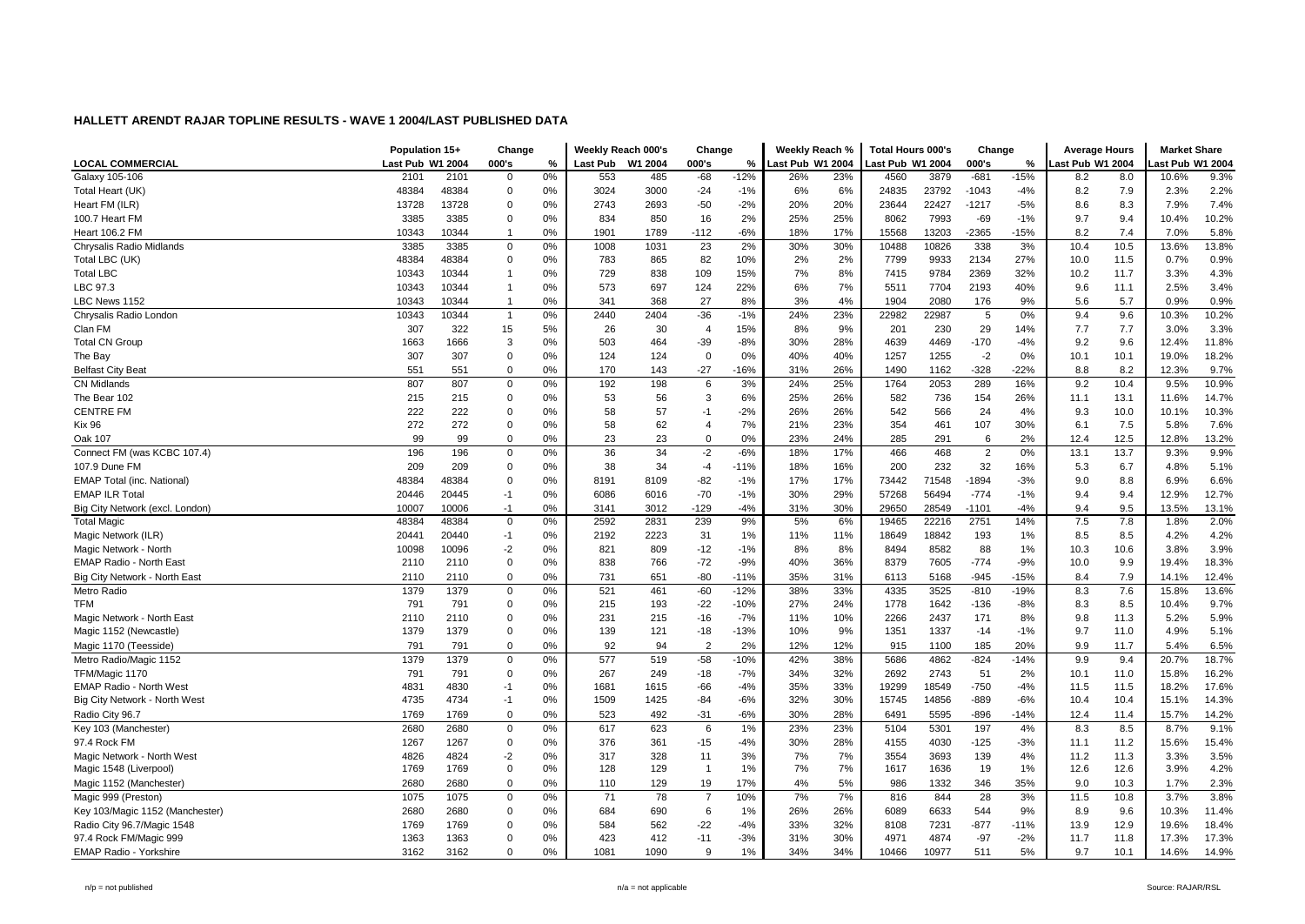## HALLETT ARENDT RAJAR TOPLINE RESULTS - WAVE 1 2004/LAST PUBLISHED DATA

| | Population 15+ | | Change | | Weekly Reach 000's | | Change | | Weekly Reach % | | Total Hours 000's | | Change | | Average Hours | | Market Share | |
|---|---|---|---|---|---|---|---|---|---|---|---|---|---|---|---|---|---|---|
| **LOCAL COMMERCIAL** | Last Pub | W1 2004 | 000's | % | Last Pub | W1 2004 | 000's | % | Last Pub | W1 2004 | Last Pub | W1 2004 | 000's | % | Last Pub | W1 2004 | Last Pub | W1 2004 |
| Galaxy 105-106 | 2101 | 2101 | 0 | 0% | 553 | 485 | -68 | -12% | 26% | 23% | 4560 | 3879 | -681 | -15% | 8.2 | 8.0 | 10.6% | 9.3% |
| Total Heart (UK) | 48384 | 48384 | 0 | 0% | 3024 | 3000 | -24 | -1% | 6% | 6% | 24835 | 23792 | -1043 | -4% | 8.2 | 7.9 | 2.3% | 2.2% |
| Heart FM (ILR) | 13728 | 13728 | 0 | 0% | 2743 | 2693 | -50 | -2% | 20% | 20% | 23644 | 22427 | -1217 | -5% | 8.6 | 8.3 | 7.9% | 7.4% |
| 100.7 Heart FM | 3385 | 3385 | 0 | 0% | 834 | 850 | 16 | 2% | 25% | 25% | 8062 | 7993 | -69 | -1% | 9.7 | 9.4 | 10.4% | 10.2% |
| Heart 106.2 FM | 10343 | 10344 | 1 | 0% | 1901 | 1789 | -112 | -6% | 18% | 17% | 15568 | 13203 | -2365 | -15% | 8.2 | 7.4 | 7.0% | 5.8% |
| Chrysalis Radio Midlands | 3385 | 3385 | 0 | 0% | 1008 | 1031 | 23 | 2% | 30% | 30% | 10488 | 10826 | 338 | 3% | 10.4 | 10.5 | 13.6% | 13.8% |
| Total LBC (UK) | 48384 | 48384 | 0 | 0% | 783 | 865 | 82 | 10% | 2% | 2% | 7799 | 9933 | 2134 | 27% | 10.0 | 11.5 | 0.7% | 0.9% |
| Total LBC | 10343 | 10344 | 1 | 0% | 729 | 838 | 109 | 15% | 7% | 8% | 7415 | 9784 | 2369 | 32% | 10.2 | 11.7 | 3.3% | 4.3% |
| LBC 97.3 | 10343 | 10344 | 1 | 0% | 573 | 697 | 124 | 22% | 6% | 7% | 5511 | 7704 | 2193 | 40% | 9.6 | 11.1 | 2.5% | 3.4% |
| LBC News 1152 | 10343 | 10344 | 1 | 0% | 341 | 368 | 27 | 8% | 3% | 4% | 1904 | 2080 | 176 | 9% | 5.6 | 5.7 | 0.9% | 0.9% |
| Chrysalis Radio London | 10343 | 10344 | 1 | 0% | 2440 | 2404 | -36 | -1% | 24% | 23% | 22982 | 22987 | 5 | 0% | 9.4 | 9.6 | 10.3% | 10.2% |
| Clan FM | 307 | 322 | 15 | 5% | 26 | 30 | 4 | 15% | 8% | 9% | 201 | 230 | 29 | 14% | 7.7 | 7.7 | 3.0% | 3.3% |
| Total CN Group | 1663 | 1666 | 3 | 0% | 503 | 464 | -39 | -8% | 30% | 28% | 4639 | 4469 | -170 | -4% | 9.2 | 9.6 | 12.4% | 11.8% |
| The Bay | 307 | 307 | 0 | 0% | 124 | 124 | 0 | 0% | 40% | 40% | 1257 | 1255 | -2 | 0% | 10.1 | 10.1 | 19.0% | 18.2% |
| Belfast City Beat | 551 | 551 | 0 | 0% | 170 | 143 | -27 | -16% | 31% | 26% | 1490 | 1162 | -328 | -22% | 8.8 | 8.2 | 12.3% | 9.7% |
| CN Midlands | 807 | 807 | 0 | 0% | 192 | 198 | 6 | 3% | 24% | 25% | 1764 | 2053 | 289 | 16% | 9.2 | 10.4 | 9.5% | 10.9% |
| The Bear 102 | 215 | 215 | 0 | 0% | 53 | 56 | 3 | 6% | 25% | 26% | 582 | 736 | 154 | 26% | 11.1 | 13.1 | 11.6% | 14.7% |
| CENTRE FM | 222 | 222 | 0 | 0% | 58 | 57 | -1 | -2% | 26% | 26% | 542 | 566 | 24 | 4% | 9.3 | 10.0 | 10.1% | 10.3% |
| Kix 96 | 272 | 272 | 0 | 0% | 58 | 62 | 4 | 7% | 21% | 23% | 354 | 461 | 107 | 30% | 6.1 | 7.5 | 5.8% | 7.6% |
| Oak 107 | 99 | 99 | 0 | 0% | 23 | 23 | 0 | 0% | 23% | 24% | 285 | 291 | 6 | 2% | 12.4 | 12.5 | 12.8% | 13.2% |
| Connect FM (was KCBC 107.4) | 196 | 196 | 0 | 0% | 36 | 34 | -2 | -6% | 18% | 17% | 466 | 468 | 2 | 0% | 13.1 | 13.7 | 9.3% | 9.9% |
| 107.9 Dune FM | 209 | 209 | 0 | 0% | 38 | 34 | -4 | -11% | 18% | 16% | 200 | 232 | 32 | 16% | 5.3 | 6.7 | 4.8% | 5.1% |
| EMAP Total (inc. National) | 48384 | 48384 | 0 | 0% | 8191 | 8109 | -82 | -1% | 17% | 17% | 73442 | 71548 | -1894 | -3% | 9.0 | 8.8 | 6.9% | 6.6% |
| EMAP ILR Total | 20446 | 20445 | -1 | 0% | 6086 | 6016 | -70 | -1% | 30% | 29% | 57268 | 56494 | -774 | -1% | 9.4 | 9.4 | 12.9% | 12.7% |
| Big City Network (excl. London) | 10007 | 10006 | -1 | 0% | 3141 | 3012 | -129 | -4% | 31% | 30% | 29650 | 28549 | -1101 | -4% | 9.4 | 9.5 | 13.5% | 13.1% |
| Total Magic | 48384 | 48384 | 0 | 0% | 2592 | 2831 | 239 | 9% | 5% | 6% | 19465 | 22216 | 2751 | 14% | 7.5 | 7.8 | 1.8% | 2.0% |
| Magic Network (ILR) | 20441 | 20440 | -1 | 0% | 2192 | 2223 | 31 | 1% | 11% | 11% | 18649 | 18842 | 193 | 1% | 8.5 | 8.5 | 4.2% | 4.2% |
| Magic Network - North | 10098 | 10096 | -2 | 0% | 821 | 809 | -12 | -1% | 8% | 8% | 8494 | 8582 | 88 | 1% | 10.3 | 10.6 | 3.8% | 3.9% |
| EMAP Radio - North East | 2110 | 2110 | 0 | 0% | 838 | 766 | -72 | -9% | 40% | 36% | 8379 | 7605 | -774 | -9% | 10.0 | 9.9 | 19.4% | 18.3% |
| Big City Network - North East | 2110 | 2110 | 0 | 0% | 731 | 651 | -80 | -11% | 35% | 31% | 6113 | 5168 | -945 | -15% | 8.4 | 7.9 | 14.1% | 12.4% |
| Metro Radio | 1379 | 1379 | 0 | 0% | 521 | 461 | -60 | -12% | 38% | 33% | 4335 | 3525 | -810 | -19% | 8.3 | 7.6 | 15.8% | 13.6% |
| TFM | 791 | 791 | 0 | 0% | 215 | 193 | -22 | -10% | 27% | 24% | 1778 | 1642 | -136 | -8% | 8.3 | 8.5 | 10.4% | 9.7% |
| Magic Network - North East | 2110 | 2110 | 0 | 0% | 231 | 215 | -16 | -7% | 11% | 10% | 2266 | 2437 | 171 | 8% | 9.8 | 11.3 | 5.2% | 5.9% |
| Magic 1152 (Newcastle) | 1379 | 1379 | 0 | 0% | 139 | 121 | -18 | -13% | 10% | 9% | 1351 | 1337 | -14 | -1% | 9.7 | 11.0 | 4.9% | 5.1% |
| Magic 1170 (Teesside) | 791 | 791 | 0 | 0% | 92 | 94 | 2 | 2% | 12% | 12% | 915 | 1100 | 185 | 20% | 9.9 | 11.7 | 5.4% | 6.5% |
| Metro Radio/Magic 1152 | 1379 | 1379 | 0 | 0% | 577 | 519 | -58 | -10% | 42% | 38% | 5686 | 4862 | -824 | -14% | 9.9 | 9.4 | 20.7% | 18.7% |
| TFM/Magic 1170 | 791 | 791 | 0 | 0% | 267 | 249 | -18 | -7% | 34% | 32% | 2692 | 2743 | 51 | 2% | 10.1 | 11.0 | 15.8% | 16.2% |
| EMAP Radio - North West | 4831 | 4830 | -1 | 0% | 1681 | 1615 | -66 | -4% | 35% | 33% | 19299 | 18549 | -750 | -4% | 11.5 | 11.5 | 18.2% | 17.6% |
| Big City Network - North West | 4735 | 4734 | -1 | 0% | 1509 | 1425 | -84 | -6% | 32% | 30% | 15745 | 14856 | -889 | -6% | 10.4 | 10.4 | 15.1% | 14.3% |
| Radio City 96.7 | 1769 | 1769 | 0 | 0% | 523 | 492 | -31 | -6% | 30% | 28% | 6491 | 5595 | -896 | -14% | 12.4 | 11.4 | 15.7% | 14.2% |
| Key 103 (Manchester) | 2680 | 2680 | 0 | 0% | 617 | 623 | 6 | 1% | 23% | 23% | 5104 | 5301 | 197 | 4% | 8.3 | 8.5 | 8.7% | 9.1% |
| 97.4 Rock FM | 1267 | 1267 | 0 | 0% | 376 | 361 | -15 | -4% | 30% | 28% | 4155 | 4030 | -125 | -3% | 11.1 | 11.2 | 15.6% | 15.4% |
| Magic Network - North West | 4826 | 4824 | -2 | 0% | 317 | 328 | 11 | 3% | 7% | 7% | 3554 | 3693 | 139 | 4% | 11.2 | 11.3 | 3.3% | 3.5% |
| Magic 1548 (Liverpool) | 1769 | 1769 | 0 | 0% | 128 | 129 | 1 | 1% | 7% | 7% | 1617 | 1636 | 19 | 1% | 12.6 | 12.6 | 3.9% | 4.2% |
| Magic 1152 (Manchester) | 2680 | 2680 | 0 | 0% | 110 | 129 | 19 | 17% | 4% | 5% | 986 | 1332 | 346 | 35% | 9.0 | 10.3 | 1.7% | 2.3% |
| Magic 999 (Preston) | 1075 | 1075 | 0 | 0% | 71 | 78 | 7 | 10% | 7% | 7% | 816 | 844 | 28 | 3% | 11.5 | 10.8 | 3.7% | 3.8% |
| Key 103/Magic 1152 (Manchester) | 2680 | 2680 | 0 | 0% | 684 | 690 | 6 | 1% | 26% | 26% | 6089 | 6633 | 544 | 9% | 8.9 | 9.6 | 10.3% | 11.4% |
| Radio City 96.7/Magic 1548 | 1769 | 1769 | 0 | 0% | 584 | 562 | -22 | -4% | 33% | 32% | 8108 | 7231 | -877 | -11% | 13.9 | 12.9 | 19.6% | 18.4% |
| 97.4 Rock FM/Magic 999 | 1363 | 1363 | 0 | 0% | 423 | 412 | -11 | -3% | 31% | 30% | 4971 | 4874 | -97 | -2% | 11.7 | 11.8 | 17.3% | 17.3% |
| EMAP Radio - Yorkshire | 3162 | 3162 | 0 | 0% | 1081 | 1090 | 9 | 1% | 34% | 34% | 10466 | 10977 | 511 | 5% | 9.7 | 10.1 | 14.6% | 14.9% |

n/p = not published n/a = not applicable Source: RAJAR/RSL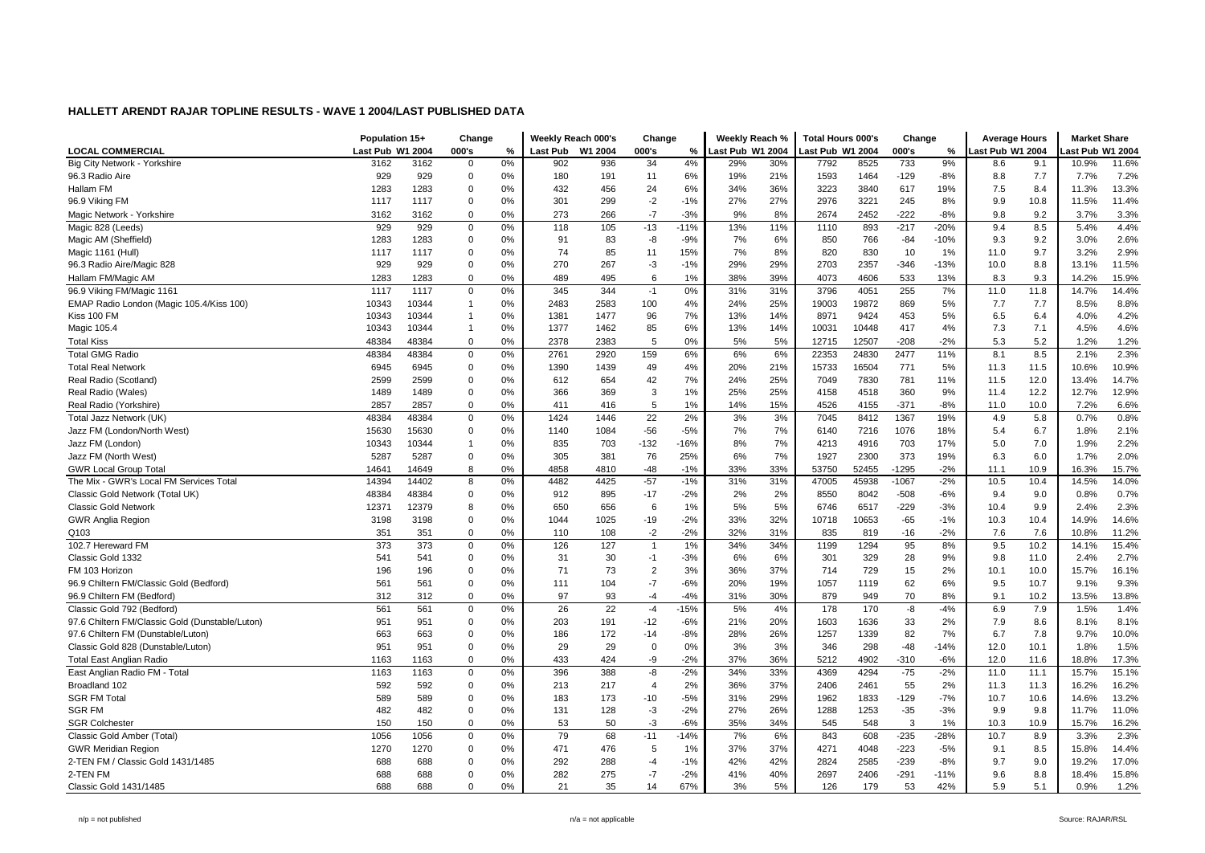### HALLETT ARENDT RAJAR TOPLINE RESULTS - WAVE 1 2004/LAST PUBLISHED DATA

| | Population 15+ | | Change | | Weekly Reach 000's | | Change | | Weekly Reach % | | Total Hours 000's | | Change | | Average Hours | | Market Share | |
|---|---|---|---|---|---|---|---|---|---|---|---|---|---|---|---|---|---|---|
| LOCAL COMMERCIAL | Last Pub | W1 2004 | 000's | % | Last Pub | W1 2004 | 000's | % | Last Pub | W1 2004 | Last Pub | W1 2004 | 000's | % | Last Pub | W1 2004 | Last Pub | W1 2004 |
| Big City Network - Yorkshire | 3162 | 3162 | 0 | 0% | 902 | 936 | 34 | 4% | 29% | 30% | 7792 | 8525 | 733 | 9% | 8.6 | 9.1 | 10.9% | 11.6% |
| 96.3 Radio Aire | 929 | 929 | 0 | 0% | 180 | 191 | 11 | 6% | 19% | 21% | 1593 | 1464 | -129 | -8% | 8.8 | 7.7 | 7.7% | 7.2% |
| Hallam FM | 1283 | 1283 | 0 | 0% | 432 | 456 | 24 | 6% | 34% | 36% | 3223 | 3840 | 617 | 19% | 7.5 | 8.4 | 11.3% | 13.3% |
| 96.9 Viking FM | 1117 | 1117 | 0 | 0% | 301 | 299 | -2 | -1% | 27% | 27% | 2976 | 3221 | 245 | 8% | 9.9 | 10.8 | 11.5% | 11.4% |
| Magic Network - Yorkshire | 3162 | 3162 | 0 | 0% | 273 | 266 | -7 | -3% | 9% | 8% | 2674 | 2452 | -222 | -8% | 9.8 | 9.2 | 3.7% | 3.3% |
| Magic 828 (Leeds) | 929 | 929 | 0 | 0% | 118 | 105 | -13 | -11% | 13% | 11% | 1110 | 893 | -217 | -20% | 9.4 | 8.5 | 5.4% | 4.4% |
| Magic AM (Sheffield) | 1283 | 1283 | 0 | 0% | 91 | 83 | -8 | -9% | 7% | 6% | 850 | 766 | -84 | -10% | 9.3 | 9.2 | 3.0% | 2.6% |
| Magic 1161 (Hull) | 1117 | 1117 | 0 | 0% | 74 | 85 | 11 | 15% | 7% | 8% | 820 | 830 | 10 | 1% | 11.0 | 9.7 | 3.2% | 2.9% |
| 96.3 Radio Aire/Magic 828 | 929 | 929 | 0 | 0% | 270 | 267 | -3 | -1% | 29% | 29% | 2703 | 2357 | -346 | -13% | 10.0 | 8.8 | 13.1% | 11.5% |
| Hallam FM/Magic AM | 1283 | 1283 | 0 | 0% | 489 | 495 | 6 | 1% | 38% | 39% | 4073 | 4606 | 533 | 13% | 8.3 | 9.3 | 14.2% | 15.9% |
| 96.9 Viking FM/Magic 1161 | 1117 | 1117 | 0 | 0% | 345 | 344 | -1 | 0% | 31% | 31% | 3796 | 4051 | 255 | 7% | 11.0 | 11.8 | 14.7% | 14.4% |
| EMAP Radio London (Magic 105.4/Kiss 100) | 10343 | 10344 | 1 | 0% | 2483 | 2583 | 100 | 4% | 24% | 25% | 19003 | 19872 | 869 | 5% | 7.7 | 7.7 | 8.5% | 8.8% |
| Kiss 100 FM | 10343 | 10344 | 1 | 0% | 1381 | 1477 | 96 | 7% | 13% | 14% | 8971 | 9424 | 453 | 5% | 6.5 | 6.4 | 4.0% | 4.2% |
| Magic 105.4 | 10343 | 10344 | 1 | 0% | 1377 | 1462 | 85 | 6% | 13% | 14% | 10031 | 10448 | 417 | 4% | 7.3 | 7.1 | 4.5% | 4.6% |
| Total Kiss | 48384 | 48384 | 0 | 0% | 2378 | 2383 | 5 | 0% | 5% | 5% | 12715 | 12507 | -208 | -2% | 5.3 | 5.2 | 1.2% | 1.2% |
| Total GMG Radio | 48384 | 48384 | 0 | 0% | 2761 | 2920 | 159 | 6% | 6% | 6% | 22353 | 24830 | 2477 | 11% | 8.1 | 8.5 | 2.1% | 2.3% |
| Total Real Network | 6945 | 6945 | 0 | 0% | 1390 | 1439 | 49 | 4% | 20% | 21% | 15733 | 16504 | 771 | 5% | 11.3 | 11.5 | 10.6% | 10.9% |
| Real Radio (Scotland) | 2599 | 2599 | 0 | 0% | 612 | 654 | 42 | 7% | 24% | 25% | 7049 | 7830 | 781 | 11% | 11.5 | 12.0 | 13.4% | 14.7% |
| Real Radio (Wales) | 1489 | 1489 | 0 | 0% | 366 | 369 | 3 | 1% | 25% | 25% | 4158 | 4518 | 360 | 9% | 11.4 | 12.2 | 12.7% | 12.9% |
| Real Radio (Yorkshire) | 2857 | 2857 | 0 | 0% | 411 | 416 | 5 | 1% | 14% | 15% | 4526 | 4155 | -371 | -8% | 11.0 | 10.0 | 7.2% | 6.6% |
| Total Jazz Network (UK) | 48384 | 48384 | 0 | 0% | 1424 | 1446 | 22 | 2% | 3% | 3% | 7045 | 8412 | 1367 | 19% | 4.9 | 5.8 | 0.7% | 0.8% |
| Jazz FM (London/North West) | 15630 | 15630 | 0 | 0% | 1140 | 1084 | -56 | -5% | 7% | 7% | 6140 | 7216 | 1076 | 18% | 5.4 | 6.7 | 1.8% | 2.1% |
| Jazz FM (London) | 10343 | 10344 | 1 | 0% | 835 | 703 | -132 | -16% | 8% | 7% | 4213 | 4916 | 703 | 17% | 5.0 | 7.0 | 1.9% | 2.2% |
| Jazz FM (North West) | 5287 | 5287 | 0 | 0% | 305 | 381 | 76 | 25% | 6% | 7% | 1927 | 2300 | 373 | 19% | 6.3 | 6.0 | 1.7% | 2.0% |
| GWR Local Group Total | 14641 | 14649 | 8 | 0% | 4858 | 4810 | -48 | -1% | 33% | 33% | 53750 | 52455 | -1295 | -2% | 11.1 | 10.9 | 16.3% | 15.7% |
| The Mix - GWR's Local FM Services Total | 14394 | 14402 | 8 | 0% | 4482 | 4425 | -57 | -1% | 31% | 31% | 47005 | 45938 | -1067 | -2% | 10.5 | 10.4 | 14.5% | 14.0% |
| Classic Gold Network (Total UK) | 48384 | 48384 | 0 | 0% | 912 | 895 | -17 | -2% | 2% | 2% | 8550 | 8042 | -508 | -6% | 9.4 | 9.0 | 0.8% | 0.7% |
| Classic Gold Network | 12371 | 12379 | 8 | 0% | 650 | 656 | 6 | 1% | 5% | 5% | 6746 | 6517 | -229 | -3% | 10.4 | 9.9 | 2.4% | 2.3% |
| GWR Anglia Region | 3198 | 3198 | 0 | 0% | 1044 | 1025 | -19 | -2% | 33% | 32% | 10718 | 10653 | -65 | -1% | 10.3 | 10.4 | 14.9% | 14.6% |
| Q103 | 351 | 351 | 0 | 0% | 110 | 108 | -2 | -2% | 32% | 31% | 835 | 819 | -16 | -2% | 7.6 | 7.6 | 10.8% | 11.2% |
| 102.7 Hereward FM | 373 | 373 | 0 | 0% | 126 | 127 | 1 | 1% | 34% | 34% | 1199 | 1294 | 95 | 8% | 9.5 | 10.2 | 14.1% | 15.4% |
| Classic Gold 1332 | 541 | 541 | 0 | 0% | 31 | 30 | -1 | -3% | 6% | 6% | 301 | 329 | 28 | 9% | 9.8 | 11.0 | 2.4% | 2.7% |
| FM 103 Horizon | 196 | 196 | 0 | 0% | 71 | 73 | 2 | 3% | 36% | 37% | 714 | 729 | 15 | 2% | 10.1 | 10.0 | 15.7% | 16.1% |
| 96.9 Chiltern FM/Classic Gold (Bedford) | 561 | 561 | 0 | 0% | 111 | 104 | -7 | -6% | 20% | 19% | 1057 | 1119 | 62 | 6% | 9.5 | 10.7 | 9.1% | 9.3% |
| 96.9 Chiltern FM (Bedford) | 312 | 312 | 0 | 0% | 97 | 93 | -4 | -4% | 31% | 30% | 879 | 949 | 70 | 8% | 9.1 | 10.2 | 13.5% | 13.8% |
| Classic Gold 792 (Bedford) | 561 | 561 | 0 | 0% | 26 | 22 | -4 | -15% | 5% | 4% | 178 | 170 | -8 | -4% | 6.9 | 7.9 | 1.5% | 1.4% |
| 97.6 Chiltern FM/Classic Gold (Dunstable/Luton) | 951 | 951 | 0 | 0% | 203 | 191 | -12 | -6% | 21% | 20% | 1603 | 1636 | 33 | 2% | 7.9 | 8.6 | 8.1% | 8.1% |
| 97.6 Chiltern FM (Dunstable/Luton) | 663 | 663 | 0 | 0% | 186 | 172 | -14 | -8% | 28% | 26% | 1257 | 1339 | 82 | 7% | 6.7 | 7.8 | 9.7% | 10.0% |
| Classic Gold 828 (Dunstable/Luton) | 951 | 951 | 0 | 0% | 29 | 29 | 0 | 0% | 3% | 3% | 346 | 298 | -48 | -14% | 12.0 | 10.1 | 1.8% | 1.5% |
| Total East Anglian Radio | 1163 | 1163 | 0 | 0% | 433 | 424 | -9 | -2% | 37% | 36% | 5212 | 4902 | -310 | -6% | 12.0 | 11.6 | 18.8% | 17.3% |
| East Anglian Radio FM - Total | 1163 | 1163 | 0 | 0% | 396 | 388 | -8 | -2% | 34% | 33% | 4369 | 4294 | -75 | -2% | 11.0 | 11.1 | 15.7% | 15.1% |
| Broadland 102 | 592 | 592 | 0 | 0% | 213 | 217 | 4 | 2% | 36% | 37% | 2406 | 2461 | 55 | 2% | 11.3 | 11.3 | 16.2% | 16.2% |
| SGR FM Total | 589 | 589 | 0 | 0% | 183 | 173 | -10 | -5% | 31% | 29% | 1962 | 1833 | -129 | -7% | 10.7 | 10.6 | 14.6% | 13.2% |
| SGR FM | 482 | 482 | 0 | 0% | 131 | 128 | -3 | -2% | 27% | 26% | 1288 | 1253 | -35 | -3% | 9.9 | 9.8 | 11.7% | 11.0% |
| SGR Colchester | 150 | 150 | 0 | 0% | 53 | 50 | -3 | -6% | 35% | 34% | 545 | 548 | 3 | 1% | 10.3 | 10.9 | 15.7% | 16.2% |
| Classic Gold Amber (Total) | 1056 | 1056 | 0 | 0% | 79 | 68 | -11 | -14% | 7% | 6% | 843 | 608 | -235 | -28% | 10.7 | 8.9 | 3.3% | 2.3% |
| GWR Meridian Region | 1270 | 1270 | 0 | 0% | 471 | 476 | 5 | 1% | 37% | 37% | 4271 | 4048 | -223 | -5% | 9.1 | 8.5 | 15.8% | 14.4% |
| 2-TEN FM / Classic Gold 1431/1485 | 688 | 688 | 0 | 0% | 292 | 288 | -4 | -1% | 42% | 42% | 2824 | 2585 | -239 | -8% | 9.7 | 9.0 | 19.2% | 17.0% |
| 2-TEN FM | 688 | 688 | 0 | 0% | 282 | 275 | -7 | -2% | 41% | 40% | 2697 | 2406 | -291 | -11% | 9.6 | 8.8 | 18.4% | 15.8% |
| Classic Gold 1431/1485 | 688 | 688 | 0 | 0% | 21 | 35 | 14 | 67% | 3% | 5% | 126 | 179 | 53 | 42% | 5.9 | 5.1 | 0.9% | 1.2% |

n/p = not published n/a = not applicable Source: RAJAR/RSL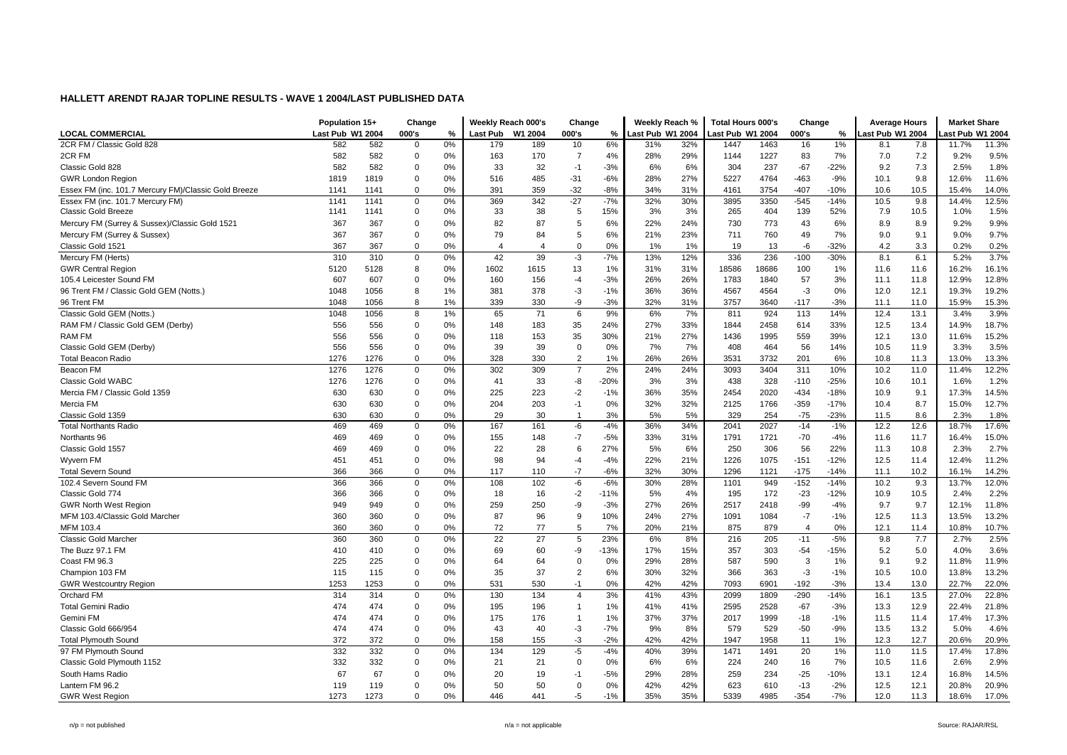## HALLETT ARENDT RAJAR TOPLINE RESULTS - WAVE 1 2004/LAST PUBLISHED DATA

| LOCAL COMMERCIAL | Population 15+ | | Change | | Weekly Reach 000's | | Change | | Weekly Reach % | | Total Hours 000's | | Change | | Average Hours | | Market Share | |
|---|---|---|---|---|---|---|---|---|---|---|---|---|---|---|---|---|---|---|
| | Last Pub | W1 2004 | 000's | % | Last Pub | W1 2004 | 000's | % | Last Pub | W1 2004 | Last Pub | W1 2004 | 000's | % | Last Pub | W1 2004 | Last Pub | W1 2004 |
| 2CR FM / Classic Gold 828 | 582 | 582 | 0 | 0% | 179 | 189 | 10 | 6% | 31% | 32% | 1447 | 1463 | 16 | 1% | 8.1 | 7.8 | 11.7% | 11.3% |
| 2CR FM | 582 | 582 | 0 | 0% | 163 | 170 | 7 | 4% | 28% | 29% | 1144 | 1227 | 83 | 7% | 7.0 | 7.2 | 9.2% | 9.5% |
| Classic Gold 828 | 582 | 582 | 0 | 0% | 33 | 32 | -1 | -3% | 6% | 6% | 304 | 237 | -67 | -22% | 9.2 | 7.3 | 2.5% | 1.8% |
| GWR London Region | 1819 | 1819 | 0 | 0% | 516 | 485 | -31 | -6% | 28% | 27% | 5227 | 4764 | -463 | -9% | 10.1 | 9.8 | 12.6% | 11.6% |
| Essex FM (inc. 101.7 Mercury FM)/Classic Gold Breeze | 1141 | 1141 | 0 | 0% | 391 | 359 | -32 | -8% | 34% | 31% | 4161 | 3754 | -407 | -10% | 10.6 | 10.5 | 15.4% | 14.0% |
| Essex FM (inc. 101.7 Mercury FM) | 1141 | 1141 | 0 | 0% | 369 | 342 | -27 | -7% | 32% | 30% | 3895 | 3350 | -545 | -14% | 10.5 | 9.8 | 14.4% | 12.5% |
| Classic Gold Breeze | 1141 | 1141 | 0 | 0% | 33 | 38 | 5 | 15% | 3% | 3% | 265 | 404 | 139 | 52% | 7.9 | 10.5 | 1.0% | 1.5% |
| Mercury FM (Surrey & Sussex)/Classic Gold 1521 | 367 | 367 | 0 | 0% | 82 | 87 | 5 | 6% | 22% | 24% | 730 | 773 | 43 | 6% | 8.9 | 8.9 | 9.2% | 9.9% |
| Mercury FM (Surrey & Sussex) | 367 | 367 | 0 | 0% | 79 | 84 | 5 | 6% | 21% | 23% | 711 | 760 | 49 | 7% | 9.0 | 9.1 | 9.0% | 9.7% |
| Classic Gold 1521 | 367 | 367 | 0 | 0% | 4 | 4 | 0 | 0% | 1% | 1% | 19 | 13 | -6 | -32% | 4.2 | 3.3 | 0.2% | 0.2% |
| Mercury FM (Herts) | 310 | 310 | 0 | 0% | 42 | 39 | -3 | -7% | 13% | 12% | 336 | 236 | -100 | -30% | 8.1 | 6.1 | 5.2% | 3.7% |
| GWR Central Region | 5120 | 5128 | 8 | 0% | 1602 | 1615 | 13 | 1% | 31% | 31% | 18586 | 18686 | 100 | 1% | 11.6 | 11.6 | 16.2% | 16.1% |
| 105.4 Leicester Sound FM | 607 | 607 | 0 | 0% | 160 | 156 | -4 | -3% | 26% | 26% | 1783 | 1840 | 57 | 3% | 11.1 | 11.8 | 12.9% | 12.8% |
| 96 Trent FM / Classic Gold GEM (Notts.) | 1048 | 1056 | 8 | 1% | 381 | 378 | -3 | -1% | 36% | 36% | 4567 | 4564 | -3 | 0% | 12.0 | 12.1 | 19.3% | 19.2% |
| 96 Trent FM | 1048 | 1056 | 8 | 1% | 339 | 330 | -9 | -3% | 32% | 31% | 3757 | 3640 | -117 | -3% | 11.1 | 11.0 | 15.9% | 15.3% |
| Classic Gold GEM (Notts.) | 1048 | 1056 | 8 | 1% | 65 | 71 | 6 | 9% | 6% | 7% | 811 | 924 | 113 | 14% | 12.4 | 13.1 | 3.4% | 3.9% |
| RAM FM / Classic Gold GEM (Derby) | 556 | 556 | 0 | 0% | 148 | 183 | 35 | 24% | 27% | 33% | 1844 | 2458 | 614 | 33% | 12.5 | 13.4 | 14.9% | 18.7% |
| RAM FM | 556 | 556 | 0 | 0% | 118 | 153 | 35 | 30% | 21% | 27% | 1436 | 1995 | 559 | 39% | 12.1 | 13.0 | 11.6% | 15.2% |
| Classic Gold GEM (Derby) | 556 | 556 | 0 | 0% | 39 | 39 | 0 | 0% | 7% | 7% | 408 | 464 | 56 | 14% | 10.5 | 11.9 | 3.3% | 3.5% |
| Total Beacon Radio | 1276 | 1276 | 0 | 0% | 328 | 330 | 2 | 1% | 26% | 26% | 3531 | 3732 | 201 | 6% | 10.8 | 11.3 | 13.0% | 13.3% |
| Beacon FM | 1276 | 1276 | 0 | 0% | 302 | 309 | 7 | 2% | 24% | 24% | 3093 | 3404 | 311 | 10% | 10.2 | 11.0 | 11.4% | 12.2% |
| Classic Gold WABC | 1276 | 1276 | 0 | 0% | 41 | 33 | -8 | -20% | 3% | 3% | 438 | 328 | -110 | -25% | 10.6 | 10.1 | 1.6% | 1.2% |
| Mercia FM / Classic Gold 1359 | 630 | 630 | 0 | 0% | 225 | 223 | -2 | -1% | 36% | 35% | 2454 | 2020 | -434 | -18% | 10.9 | 9.1 | 17.3% | 14.5% |
| Mercia FM | 630 | 630 | 0 | 0% | 204 | 203 | -1 | 0% | 32% | 32% | 2125 | 1766 | -359 | -17% | 10.4 | 8.7 | 15.0% | 12.7% |
| Classic Gold 1359 | 630 | 630 | 0 | 0% | 29 | 30 | 1 | 3% | 5% | 5% | 329 | 254 | -75 | -23% | 11.5 | 8.6 | 2.3% | 1.8% |
| Total Northants Radio | 469 | 469 | 0 | 0% | 167 | 161 | -6 | -4% | 36% | 34% | 2041 | 2027 | -14 | -1% | 12.2 | 12.6 | 18.7% | 17.6% |
| Northants 96 | 469 | 469 | 0 | 0% | 155 | 148 | -7 | -5% | 33% | 31% | 1791 | 1721 | -70 | -4% | 11.6 | 11.7 | 16.4% | 15.0% |
| Classic Gold 1557 | 469 | 469 | 0 | 0% | 22 | 28 | 6 | 27% | 5% | 6% | 250 | 306 | 56 | 22% | 11.3 | 10.8 | 2.3% | 2.7% |
| Wyvern FM | 451 | 451 | 0 | 0% | 98 | 94 | -4 | -4% | 22% | 21% | 1226 | 1075 | -151 | -12% | 12.5 | 11.4 | 12.4% | 11.2% |
| Total Severn Sound | 366 | 366 | 0 | 0% | 117 | 110 | -7 | -6% | 32% | 30% | 1296 | 1121 | -175 | -14% | 11.1 | 10.2 | 16.1% | 14.2% |
| 102.4 Severn Sound FM | 366 | 366 | 0 | 0% | 108 | 102 | -6 | -6% | 30% | 28% | 1101 | 949 | -152 | -14% | 10.2 | 9.3 | 13.7% | 12.0% |
| Classic Gold 774 | 366 | 366 | 0 | 0% | 18 | 16 | -2 | -11% | 5% | 4% | 195 | 172 | -23 | -12% | 10.9 | 10.5 | 2.4% | 2.2% |
| GWR North West Region | 949 | 949 | 0 | 0% | 259 | 250 | -9 | -3% | 27% | 26% | 2517 | 2418 | -99 | -4% | 9.7 | 9.7 | 12.1% | 11.8% |
| MFM 103.4/Classic Gold Marcher | 360 | 360 | 0 | 0% | 87 | 96 | 9 | 10% | 24% | 27% | 1091 | 1084 | -7 | -1% | 12.5 | 11.3 | 13.5% | 13.2% |
| MFM 103.4 | 360 | 360 | 0 | 0% | 72 | 77 | 5 | 7% | 20% | 21% | 875 | 879 | 4 | 0% | 12.1 | 11.4 | 10.8% | 10.7% |
| Classic Gold Marcher | 360 | 360 | 0 | 0% | 22 | 27 | 5 | 23% | 6% | 8% | 216 | 205 | -11 | -5% | 9.8 | 7.7 | 2.7% | 2.5% |
| The Buzz 97.1 FM | 410 | 410 | 0 | 0% | 69 | 60 | -9 | -13% | 17% | 15% | 357 | 303 | -54 | -15% | 5.2 | 5.0 | 4.0% | 3.6% |
| Coast FM 96.3 | 225 | 225 | 0 | 0% | 64 | 64 | 0 | 0% | 29% | 28% | 587 | 590 | 3 | 1% | 9.1 | 9.2 | 11.8% | 11.9% |
| Champion 103 FM | 115 | 115 | 0 | 0% | 35 | 37 | 2 | 6% | 30% | 32% | 366 | 363 | -3 | -1% | 10.5 | 10.0 | 13.8% | 13.2% |
| GWR Westcountry Region | 1253 | 1253 | 0 | 0% | 531 | 530 | -1 | 0% | 42% | 42% | 7093 | 6901 | -192 | -3% | 13.4 | 13.0 | 22.7% | 22.0% |
| Orchard FM | 314 | 314 | 0 | 0% | 130 | 134 | 4 | 3% | 41% | 43% | 2099 | 1809 | -290 | -14% | 16.1 | 13.5 | 27.0% | 22.8% |
| Total Gemini Radio | 474 | 474 | 0 | 0% | 195 | 196 | 1 | 1% | 41% | 41% | 2595 | 2528 | -67 | -3% | 13.3 | 12.9 | 22.4% | 21.8% |
| Gemini FM | 474 | 474 | 0 | 0% | 175 | 176 | 1 | 1% | 37% | 37% | 2017 | 1999 | -18 | -1% | 11.5 | 11.4 | 17.4% | 17.3% |
| Classic Gold 666/954 | 474 | 474 | 0 | 0% | 43 | 40 | -3 | -7% | 9% | 8% | 579 | 529 | -50 | -9% | 13.5 | 13.2 | 5.0% | 4.6% |
| Total Plymouth Sound | 372 | 372 | 0 | 0% | 158 | 155 | -3 | -2% | 42% | 42% | 1947 | 1958 | 11 | 1% | 12.3 | 12.7 | 20.6% | 20.9% |
| 97 FM Plymouth Sound | 332 | 332 | 0 | 0% | 134 | 129 | -5 | -4% | 40% | 39% | 1471 | 1491 | 20 | 1% | 11.0 | 11.5 | 17.4% | 17.8% |
| Classic Gold Plymouth 1152 | 332 | 332 | 0 | 0% | 21 | 21 | 0 | 0% | 6% | 6% | 224 | 240 | 16 | 7% | 10.5 | 11.6 | 2.6% | 2.9% |
| South Hams Radio | 67 | 67 | 0 | 0% | 20 | 19 | -1 | -5% | 29% | 28% | 259 | 234 | -25 | -10% | 13.1 | 12.4 | 16.8% | 14.5% |
| Lantern FM 96.2 | 119 | 119 | 0 | 0% | 50 | 50 | 0 | 0% | 42% | 42% | 623 | 610 | -13 | -2% | 12.5 | 12.1 | 20.8% | 20.9% |
| GWR West Region | 1273 | 1273 | 0 | 0% | 446 | 441 | -5 | -1% | 35% | 35% | 5339 | 4985 | -354 | -7% | 12.0 | 11.3 | 18.6% | 17.0% |

n/p = not published    n/a = not applicable    Source: RAJAR/RSL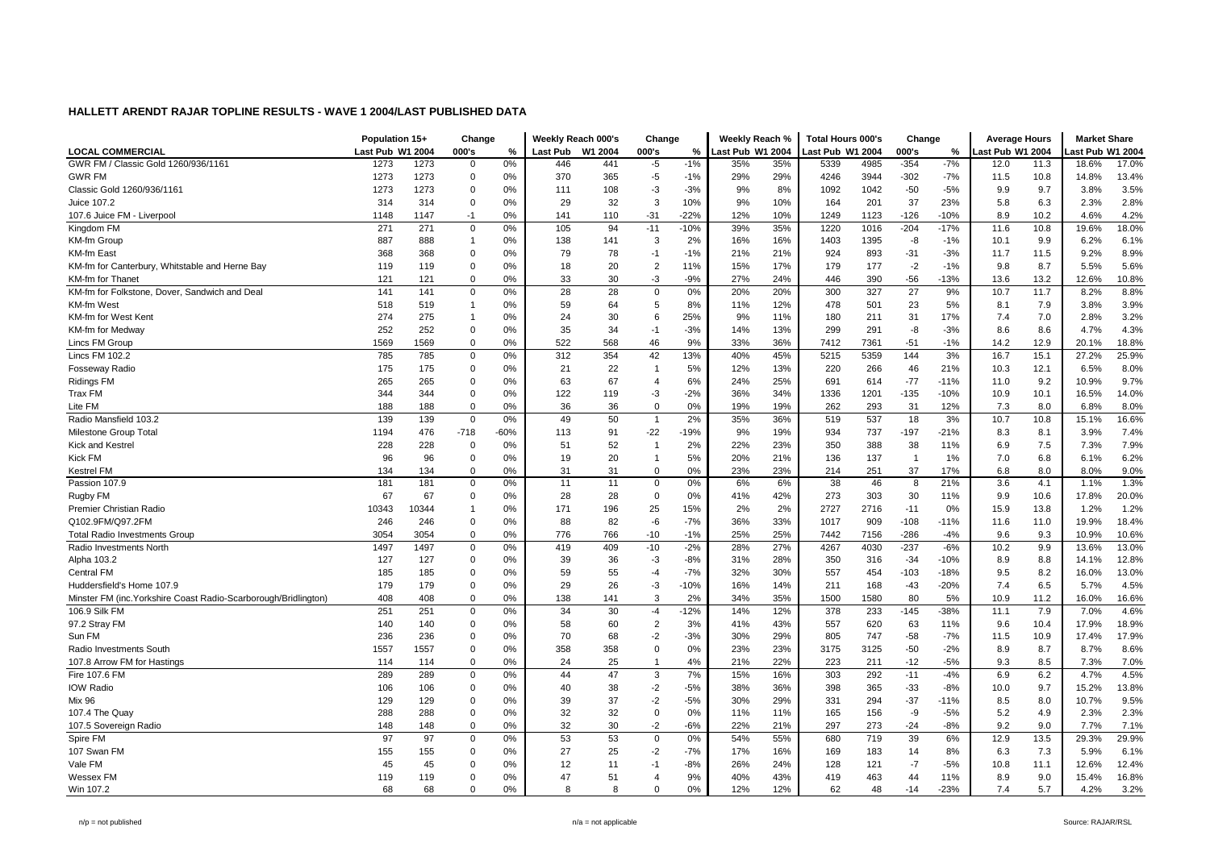## HALLETT ARENDT RAJAR TOPLINE RESULTS - WAVE 1 2004/LAST PUBLISHED DATA

| | Population 15+ | | Change | | Weekly Reach 000's | | Change | | Weekly Reach % | | Total Hours 000's | | Change | | Average Hours | | Market Share | |
|---|---|---|---|---|---|---|---|---|---|---|---|---|---|---|---|---|---|---|
| **LOCAL COMMERCIAL** | Last Pub | W1 2004 | 000's | % | Last Pub | W1 2004 | 000's | % | Last Pub | W1 2004 | Last Pub | W1 2004 | 000's | % | Last Pub | W1 2004 | Last Pub | W1 2004 |
| GWR FM / Classic Gold 1260/936/1161 | 1273 | 1273 | 0 | 0% | 446 | 441 | -5 | -1% | 35% | 35% | 5339 | 4985 | -354 | -7% | 12.0 | 11.3 | 18.6% | 17.0% |
| GWR FM | 1273 | 1273 | 0 | 0% | 370 | 365 | -5 | -1% | 29% | 29% | 4246 | 3944 | -302 | -7% | 11.5 | 10.8 | 14.8% | 13.4% |
| Classic Gold 1260/936/1161 | 1273 | 1273 | 0 | 0% | 111 | 108 | -3 | -3% | 9% | 8% | 1092 | 1042 | -50 | -5% | 9.9 | 9.7 | 3.8% | 3.5% |
| Juice 107.2 | 314 | 314 | 0 | 0% | 29 | 32 | 3 | 10% | 9% | 10% | 164 | 201 | 37 | 23% | 5.8 | 6.3 | 2.3% | 2.8% |
| 107.6 Juice FM - Liverpool | 1148 | 1147 | -1 | 0% | 141 | 110 | -31 | -22% | 12% | 10% | 1249 | 1123 | -126 | -10% | 8.9 | 10.2 | 4.6% | 4.2% |
| Kingdom FM | 271 | 271 | 0 | 0% | 105 | 94 | -11 | -10% | 39% | 35% | 1220 | 1016 | -204 | -17% | 11.6 | 10.8 | 19.6% | 18.0% |
| KM-fm Group | 887 | 888 | 1 | 0% | 138 | 141 | 3 | 2% | 16% | 16% | 1403 | 1395 | -8 | -1% | 10.1 | 9.9 | 6.2% | 6.1% |
| KM-fm East | 368 | 368 | 0 | 0% | 79 | 78 | -1 | -1% | 21% | 21% | 924 | 893 | -31 | -3% | 11.7 | 11.5 | 9.2% | 8.9% |
| KM-fm for Canterbury, Whitstable and Herne Bay | 119 | 119 | 0 | 0% | 18 | 20 | 2 | 11% | 15% | 17% | 179 | 177 | -2 | -1% | 9.8 | 8.7 | 5.5% | 5.6% |
| KM-fm for Thanet | 121 | 121 | 0 | 0% | 33 | 30 | -3 | -9% | 27% | 24% | 446 | 390 | -56 | -13% | 13.6 | 13.2 | 12.6% | 10.8% |
| KM-fm for Folkstone, Dover, Sandwich and Deal | 141 | 141 | 0 | 0% | 28 | 28 | 0 | 0% | 20% | 20% | 300 | 327 | 27 | 9% | 10.7 | 11.7 | 8.2% | 8.8% |
| KM-fm West | 518 | 519 | 1 | 0% | 59 | 64 | 5 | 8% | 11% | 12% | 478 | 501 | 23 | 5% | 8.1 | 7.9 | 3.8% | 3.9% |
| KM-fm for West Kent | 274 | 275 | 1 | 0% | 24 | 30 | 6 | 25% | 9% | 11% | 180 | 211 | 31 | 17% | 7.4 | 7.0 | 2.8% | 3.2% |
| KM-fm for Medway | 252 | 252 | 0 | 0% | 35 | 34 | -1 | -3% | 14% | 13% | 299 | 291 | -8 | -3% | 8.6 | 8.6 | 4.7% | 4.3% |
| Lincs FM Group | 1569 | 1569 | 0 | 0% | 522 | 568 | 46 | 9% | 33% | 36% | 7412 | 7361 | -51 | -1% | 14.2 | 12.9 | 20.1% | 18.8% |
| Lincs FM 102.2 | 785 | 785 | 0 | 0% | 312 | 354 | 42 | 13% | 40% | 45% | 5215 | 5359 | 144 | 3% | 16.7 | 15.1 | 27.2% | 25.9% |
| Fosseway Radio | 175 | 175 | 0 | 0% | 21 | 22 | 1 | 5% | 12% | 13% | 220 | 266 | 46 | 21% | 10.3 | 12.1 | 6.5% | 8.0% |
| Ridings FM | 265 | 265 | 0 | 0% | 63 | 67 | 4 | 6% | 24% | 25% | 691 | 614 | -77 | -11% | 11.0 | 9.2 | 10.9% | 9.7% |
| Trax FM | 344 | 344 | 0 | 0% | 122 | 119 | -3 | -2% | 36% | 34% | 1336 | 1201 | -135 | -10% | 10.9 | 10.1 | 16.5% | 14.0% |
| Lite FM | 188 | 188 | 0 | 0% | 36 | 36 | 0 | 0% | 19% | 19% | 262 | 293 | 31 | 12% | 7.3 | 8.0 | 6.8% | 8.0% |
| Radio Mansfield 103.2 | 139 | 139 | 0 | 0% | 49 | 50 | 1 | 2% | 35% | 36% | 519 | 537 | 18 | 3% | 10.7 | 10.8 | 15.1% | 16.6% |
| Milestone Group Total | 1194 | 476 | -718 | -60% | 113 | 91 | -22 | -19% | 9% | 19% | 934 | 737 | -197 | -21% | 8.3 | 8.1 | 3.9% | 7.4% |
| Kick and Kestrel | 228 | 228 | 0 | 0% | 51 | 52 | 1 | 2% | 22% | 23% | 350 | 388 | 38 | 11% | 6.9 | 7.5 | 7.3% | 7.9% |
| Kick FM | 96 | 96 | 0 | 0% | 19 | 20 | 1 | 5% | 20% | 21% | 136 | 137 | 1 | 1% | 7.0 | 6.8 | 6.1% | 6.2% |
| Kestrel FM | 134 | 134 | 0 | 0% | 31 | 31 | 0 | 0% | 23% | 23% | 214 | 251 | 37 | 17% | 6.8 | 8.0 | 8.0% | 9.0% |
| Passion 107.9 | 181 | 181 | 0 | 0% | 11 | 11 | 0 | 0% | 6% | 6% | 38 | 46 | 8 | 21% | 3.6 | 4.1 | 1.1% | 1.3% |
| Rugby FM | 67 | 67 | 0 | 0% | 28 | 28 | 0 | 0% | 41% | 42% | 273 | 303 | 30 | 11% | 9.9 | 10.6 | 17.8% | 20.0% |
| Premier Christian Radio | 10343 | 10344 | 1 | 0% | 171 | 196 | 25 | 15% | 2% | 2% | 2727 | 2716 | -11 | 0% | 15.9 | 13.8 | 1.2% | 1.2% |
| Q102.9FM/Q97.2FM | 246 | 246 | 0 | 0% | 88 | 82 | -6 | -7% | 36% | 33% | 1017 | 909 | -108 | -11% | 11.6 | 11.0 | 19.9% | 18.4% |
| Total Radio Investments Group | 3054 | 3054 | 0 | 0% | 776 | 766 | -10 | -1% | 25% | 25% | 7442 | 7156 | -286 | -4% | 9.6 | 9.3 | 10.9% | 10.6% |
| Radio Investments North | 1497 | 1497 | 0 | 0% | 419 | 409 | -10 | -2% | 28% | 27% | 4267 | 4030 | -237 | -6% | 10.2 | 9.9 | 13.6% | 13.0% |
| Alpha 103.2 | 127 | 127 | 0 | 0% | 39 | 36 | -3 | -8% | 31% | 28% | 350 | 316 | -34 | -10% | 8.9 | 8.8 | 14.1% | 12.8% |
| Central FM | 185 | 185 | 0 | 0% | 59 | 55 | -4 | -7% | 32% | 30% | 557 | 454 | -103 | -18% | 9.5 | 8.2 | 16.0% | 13.0% |
| Huddersfield's Home 107.9 | 179 | 179 | 0 | 0% | 29 | 26 | -3 | -10% | 16% | 14% | 211 | 168 | -43 | -20% | 7.4 | 6.5 | 5.7% | 4.5% |
| Minster FM (inc.Yorkshire Coast Radio-Scarborough/Bridlington) | 408 | 408 | 0 | 0% | 138 | 141 | 3 | 2% | 34% | 35% | 1500 | 1580 | 80 | 5% | 10.9 | 11.2 | 16.0% | 16.6% |
| 106.9 Silk FM | 251 | 251 | 0 | 0% | 34 | 30 | -4 | -12% | 14% | 12% | 378 | 233 | -145 | -38% | 11.1 | 7.9 | 7.0% | 4.6% |
| 97.2 Stray FM | 140 | 140 | 0 | 0% | 58 | 60 | 2 | 3% | 41% | 43% | 557 | 620 | 63 | 11% | 9.6 | 10.4 | 17.9% | 18.9% |
| Sun FM | 236 | 236 | 0 | 0% | 70 | 68 | -2 | -3% | 30% | 29% | 805 | 747 | -58 | -7% | 11.5 | 10.9 | 17.4% | 17.9% |
| Radio Investments South | 1557 | 1557 | 0 | 0% | 358 | 358 | 0 | 0% | 23% | 23% | 3175 | 3125 | -50 | -2% | 8.9 | 8.7 | 8.7% | 8.6% |
| 107.8 Arrow FM for Hastings | 114 | 114 | 0 | 0% | 24 | 25 | 1 | 4% | 21% | 22% | 223 | 211 | -12 | -5% | 9.3 | 8.5 | 7.3% | 7.0% |
| Fire 107.6 FM | 289 | 289 | 0 | 0% | 44 | 47 | 3 | 7% | 15% | 16% | 303 | 292 | -11 | -4% | 6.9 | 6.2 | 4.7% | 4.5% |
| IOW Radio | 106 | 106 | 0 | 0% | 40 | 38 | -2 | -5% | 38% | 36% | 398 | 365 | -33 | -8% | 10.0 | 9.7 | 15.2% | 13.8% |
| Mix 96 | 129 | 129 | 0 | 0% | 39 | 37 | -2 | -5% | 30% | 29% | 331 | 294 | -37 | -11% | 8.5 | 8.0 | 10.7% | 9.5% |
| 107.4 The Quay | 288 | 288 | 0 | 0% | 32 | 32 | 0 | 0% | 11% | 11% | 165 | 156 | -9 | -5% | 5.2 | 4.9 | 2.3% | 2.3% |
| 107.5 Sovereign Radio | 148 | 148 | 0 | 0% | 32 | 30 | -2 | -6% | 22% | 21% | 297 | 273 | -24 | -8% | 9.2 | 9.0 | 7.7% | 7.1% |
| Spire FM | 97 | 97 | 0 | 0% | 53 | 53 | 0 | 0% | 54% | 55% | 680 | 719 | 39 | 6% | 12.9 | 13.5 | 29.3% | 29.9% |
| 107 Swan FM | 155 | 155 | 0 | 0% | 27 | 25 | -2 | -7% | 17% | 16% | 169 | 183 | 14 | 8% | 6.3 | 7.3 | 5.9% | 6.1% |
| Vale FM | 45 | 45 | 0 | 0% | 12 | 11 | -1 | -8% | 26% | 24% | 128 | 121 | -7 | -5% | 10.8 | 11.1 | 12.6% | 12.4% |
| Wessex FM | 119 | 119 | 0 | 0% | 47 | 51 | 4 | 9% | 40% | 43% | 419 | 463 | 44 | 11% | 8.9 | 9.0 | 15.4% | 16.8% |
| Win 107.2 | 68 | 68 | 0 | 0% | 8 | 8 | 0 | 0% | 12% | 12% | 62 | 48 | -14 | -23% | 7.4 | 5.7 | 4.2% | 3.2% |

n/p = not published | n/a = not applicable | Source: RAJAR/RSL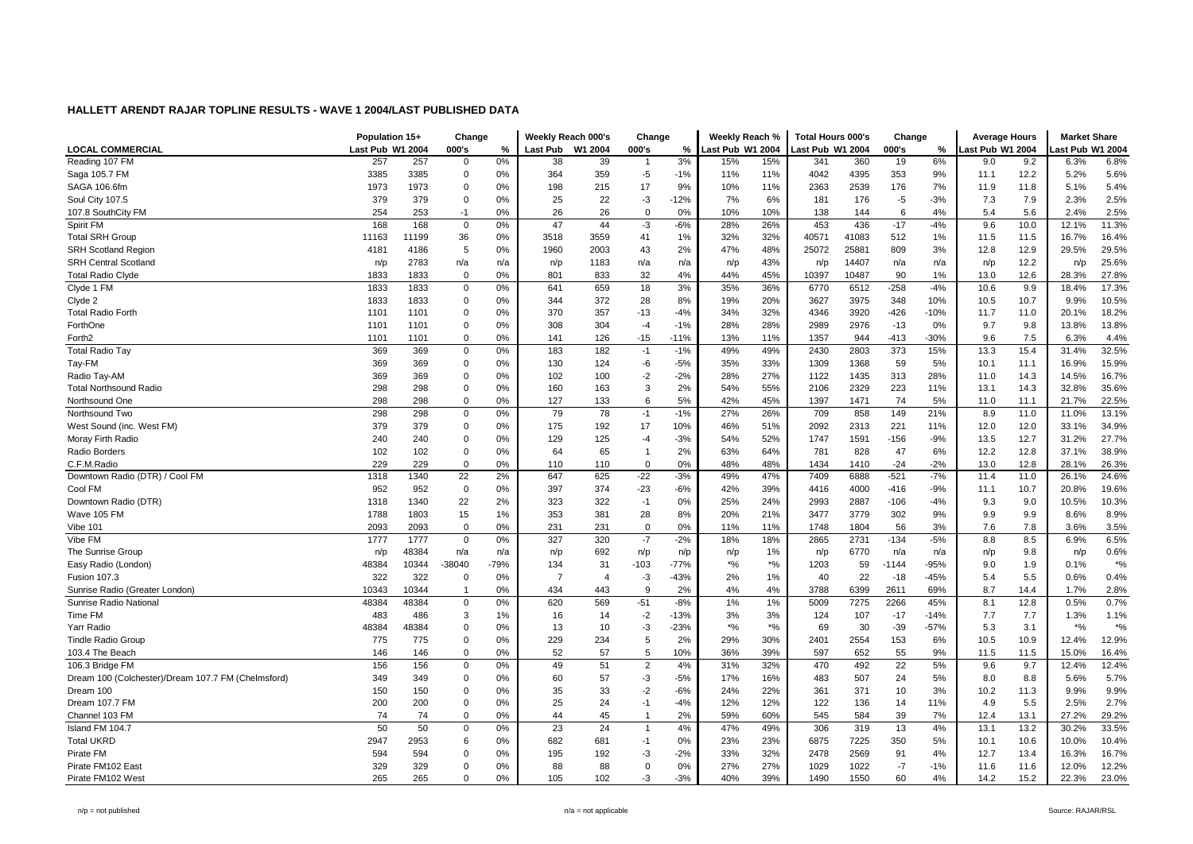## HALLETT ARENDT RAJAR TOPLINE RESULTS - WAVE 1 2004/LAST PUBLISHED DATA

| LOCAL COMMERCIAL | Population 15+ | | Change | | Weekly Reach 000's | | Change | | Weekly Reach % | | Total Hours 000's | | Change | | Average Hours | | Market Share | |
|---|---|---|---|---|---|---|---|---|---|---|---|---|---|---|---|---|---|---|
| | Last Pub | W1 2004 | 000's | % | Last Pub | W1 2004 | 000's | % | Last Pub | W1 2004 | Last Pub | W1 2004 | 000's | % | Last Pub | W1 2004 | Last Pub | W1 2004 |
| Reading 107 FM | 257 | 257 | 0 | 0% | 38 | 39 | 1 | 3% | 15% | 15% | 341 | 360 | 19 | 6% | 9.0 | 9.2 | 6.3% | 6.8% |
| Saga 105.7 FM | 3385 | 3385 | 0 | 0% | 364 | 359 | -5 | -1% | 11% | 11% | 4042 | 4395 | 353 | 9% | 11.1 | 12.2 | 5.2% | 5.6% |
| SAGA 106.6fm | 1973 | 1973 | 0 | 0% | 198 | 215 | 17 | 9% | 10% | 11% | 2363 | 2539 | 176 | 7% | 11.9 | 11.8 | 5.1% | 5.4% |
| Soul City 107.5 | 379 | 379 | 0 | 0% | 25 | 22 | -3 | -12% | 7% | 6% | 181 | 176 | -5 | -3% | 7.3 | 7.9 | 2.3% | 2.5% |
| 107.8 SouthCity FM | 254 | 253 | -1 | 0% | 26 | 26 | 0 | 0% | 10% | 10% | 138 | 144 | 6 | 4% | 5.4 | 5.6 | 2.4% | 2.5% |
| Spirit FM | 168 | 168 | 0 | 0% | 47 | 44 | -3 | -6% | 28% | 26% | 453 | 436 | -17 | -4% | 9.6 | 10.0 | 12.1% | 11.3% |
| Total SRH Group | 11163 | 11199 | 36 | 0% | 3518 | 3559 | 41 | 1% | 32% | 32% | 40571 | 41083 | 512 | 1% | 11.5 | 11.5 | 16.7% | 16.4% |
| SRH Scotland Region | 4181 | 4186 | 5 | 0% | 1960 | 2003 | 43 | 2% | 47% | 48% | 25072 | 25881 | 809 | 3% | 12.8 | 12.9 | 29.5% | 29.5% |
| SRH Central Scotland | n/p | 2783 | n/a | n/a | n/p | 1183 | n/a | n/a | n/p | 43% | n/p | 14407 | n/a | n/a | n/p | 12.2 | n/p | 25.6% |
| Total Radio Clyde | 1833 | 1833 | 0 | 0% | 801 | 833 | 32 | 4% | 44% | 45% | 10397 | 10487 | 90 | 1% | 13.0 | 12.6 | 28.3% | 27.8% |
| Clyde 1 FM | 1833 | 1833 | 0 | 0% | 641 | 659 | 18 | 3% | 35% | 36% | 6770 | 6512 | -258 | -4% | 10.6 | 9.9 | 18.4% | 17.3% |
| Clyde 2 | 1833 | 1833 | 0 | 0% | 344 | 372 | 28 | 8% | 19% | 20% | 3627 | 3975 | 348 | 10% | 10.5 | 10.7 | 9.9% | 10.5% |
| Total Radio Forth | 1101 | 1101 | 0 | 0% | 370 | 357 | -13 | -4% | 34% | 32% | 4346 | 3920 | -426 | -10% | 11.7 | 11.0 | 20.1% | 18.2% |
| ForthOne | 1101 | 1101 | 0 | 0% | 308 | 304 | -4 | -1% | 28% | 28% | 2989 | 2976 | -13 | 0% | 9.7 | 9.8 | 13.8% | 13.8% |
| Forth2 | 1101 | 1101 | 0 | 0% | 141 | 126 | -15 | -11% | 13% | 11% | 1357 | 944 | -413 | -30% | 9.6 | 7.5 | 6.3% | 4.4% |
| Total Radio Tay | 369 | 369 | 0 | 0% | 183 | 182 | -1 | -1% | 49% | 49% | 2430 | 2803 | 373 | 15% | 13.3 | 15.4 | 31.4% | 32.5% |
| Tay-FM | 369 | 369 | 0 | 0% | 130 | 124 | -6 | -5% | 35% | 33% | 1309 | 1368 | 59 | 5% | 10.1 | 11.1 | 16.9% | 15.9% |
| Radio Tay-AM | 369 | 369 | 0 | 0% | 102 | 100 | -2 | -2% | 28% | 27% | 1122 | 1435 | 313 | 28% | 11.0 | 14.3 | 14.5% | 16.7% |
| Total Northsound Radio | 298 | 298 | 0 | 0% | 160 | 163 | 3 | 2% | 54% | 55% | 2106 | 2329 | 223 | 11% | 13.1 | 14.3 | 32.8% | 35.6% |
| Northsound One | 298 | 298 | 0 | 0% | 127 | 133 | 6 | 5% | 42% | 45% | 1397 | 1471 | 74 | 5% | 11.0 | 11.1 | 21.7% | 22.5% |
| Northsound Two | 298 | 298 | 0 | 0% | 79 | 78 | -1 | -1% | 27% | 26% | 709 | 858 | 149 | 21% | 8.9 | 11.0 | 11.0% | 13.1% |
| West Sound (inc. West FM) | 379 | 379 | 0 | 0% | 175 | 192 | 17 | 10% | 46% | 51% | 2092 | 2313 | 221 | 11% | 12.0 | 12.0 | 33.1% | 34.9% |
| Moray Firth Radio | 240 | 240 | 0 | 0% | 129 | 125 | -4 | -3% | 54% | 52% | 1747 | 1591 | -156 | -9% | 13.5 | 12.7 | 31.2% | 27.7% |
| Radio Borders | 102 | 102 | 0 | 0% | 64 | 65 | 1 | 2% | 63% | 64% | 781 | 828 | 47 | 6% | 12.2 | 12.8 | 37.1% | 38.9% |
| C.F.M.Radio | 229 | 229 | 0 | 0% | 110 | 110 | 0 | 0% | 48% | 48% | 1434 | 1410 | -24 | -2% | 13.0 | 12.8 | 28.1% | 26.3% |
| Downtown Radio (DTR) / Cool FM | 1318 | 1340 | 22 | 2% | 647 | 625 | -22 | -3% | 49% | 47% | 7409 | 6888 | -521 | -7% | 11.4 | 11.0 | 26.1% | 24.6% |
| Cool FM | 952 | 952 | 0 | 0% | 397 | 374 | -23 | -6% | 42% | 39% | 4416 | 4000 | -416 | -9% | 11.1 | 10.7 | 20.8% | 19.6% |
| Downtown Radio (DTR) | 1318 | 1340 | 22 | 2% | 323 | 322 | -1 | 0% | 25% | 24% | 2993 | 2887 | -106 | -4% | 9.3 | 9.0 | 10.5% | 10.3% |
| Wave 105 FM | 1788 | 1803 | 15 | 1% | 353 | 381 | 28 | 8% | 20% | 21% | 3477 | 3779 | 302 | 9% | 9.9 | 9.9 | 8.6% | 8.9% |
| Vibe 101 | 2093 | 2093 | 0 | 0% | 231 | 231 | 0 | 0% | 11% | 11% | 1748 | 1804 | 56 | 3% | 7.6 | 7.8 | 3.6% | 3.5% |
| Vibe FM | 1777 | 1777 | 0 | 0% | 327 | 320 | -7 | -2% | 18% | 18% | 2865 | 2731 | -134 | -5% | 8.8 | 8.5 | 6.9% | 6.5% |
| The Sunrise Group | n/p | 48384 | n/a | n/a | n/p | 692 | n/p | n/p | n/p | 1% | n/p | 6770 | n/a | n/a | n/p | 9.8 | n/p | 0.6% |
| Easy Radio (London) | 48384 | 10344 | -38040 | -79% | 134 | 31 | -103 | -77% | *% | *% | 1203 | 59 | -1144 | -95% | 9.0 | 1.9 | 0.1% | *% |
| Fusion 107.3 | 322 | 322 | 0 | 0% | 7 | 4 | -3 | -43% | 2% | 1% | 40 | 22 | -18 | -45% | 5.4 | 5.5 | 0.6% | 0.4% |
| Sunrise Radio (Greater London) | 10343 | 10344 | 1 | 0% | 434 | 443 | 9 | 2% | 4% | 4% | 3788 | 6399 | 2611 | 69% | 8.7 | 14.4 | 1.7% | 2.8% |
| Sunrise Radio National | 48384 | 48384 | 0 | 0% | 620 | 569 | -51 | -8% | 1% | 1% | 5009 | 7275 | 2266 | 45% | 8.1 | 12.8 | 0.5% | 0.7% |
| Time FM | 483 | 486 | 3 | 1% | 16 | 14 | -2 | -13% | 3% | 3% | 124 | 107 | -17 | -14% | 7.7 | 7.7 | 1.3% | 1.1% |
| Yarr Radio | 48384 | 48384 | 0 | 0% | 13 | 10 | -3 | -23% | *% | *% | 69 | 30 | -39 | -57% | 5.3 | 3.1 | *% | *% |
| Tindle Radio Group | 775 | 775 | 0 | 0% | 229 | 234 | 5 | 2% | 29% | 30% | 2401 | 2554 | 153 | 6% | 10.5 | 10.9 | 12.4% | 12.9% |
| 103.4 The Beach | 146 | 146 | 0 | 0% | 52 | 57 | 5 | 10% | 36% | 39% | 597 | 652 | 55 | 9% | 11.5 | 11.5 | 15.0% | 16.4% |
| 106.3 Bridge FM | 156 | 156 | 0 | 0% | 49 | 51 | 2 | 4% | 31% | 32% | 470 | 492 | 22 | 5% | 9.6 | 9.7 | 12.4% | 12.4% |
| Dream 100 (Colchester)/Dream 107.7 FM (Chelmsford) | 349 | 349 | 0 | 0% | 60 | 57 | -3 | -5% | 17% | 16% | 483 | 507 | 24 | 5% | 8.0 | 8.8 | 5.6% | 5.7% |
| Dream 100 | 150 | 150 | 0 | 0% | 35 | 33 | -2 | -6% | 24% | 22% | 361 | 371 | 10 | 3% | 10.2 | 11.3 | 9.9% | 9.9% |
| Dream 107.7 FM | 200 | 200 | 0 | 0% | 25 | 24 | -1 | -4% | 12% | 12% | 122 | 136 | 14 | 11% | 4.9 | 5.5 | 2.5% | 2.7% |
| Channel 103 FM | 74 | 74 | 0 | 0% | 44 | 45 | 1 | 2% | 59% | 60% | 545 | 584 | 39 | 7% | 12.4 | 13.1 | 27.2% | 29.2% |
| Island FM 104.7 | 50 | 50 | 0 | 0% | 23 | 24 | 1 | 4% | 47% | 49% | 306 | 319 | 13 | 4% | 13.1 | 13.2 | 30.2% | 33.5% |
| Total UKRD | 2947 | 2953 | 6 | 0% | 682 | 681 | -1 | 0% | 23% | 23% | 6875 | 7225 | 350 | 5% | 10.1 | 10.6 | 10.0% | 10.4% |
| Pirate FM | 594 | 594 | 0 | 0% | 195 | 192 | -3 | -2% | 33% | 32% | 2478 | 2569 | 91 | 4% | 12.7 | 13.4 | 16.3% | 16.7% |
| Pirate FM102 East | 329 | 329 | 0 | 0% | 88 | 88 | 0 | 0% | 27% | 27% | 1029 | 1022 | -7 | -1% | 11.6 | 11.6 | 12.0% | 12.2% |
| Pirate FM102 West | 265 | 265 | 0 | 0% | 105 | 102 | -3 | -3% | 40% | 39% | 1490 | 1550 | 60 | 4% | 14.2 | 15.2 | 22.3% | 23.0% |

n/p = not published  n/a = not applicable  Source: RAJAR/RSL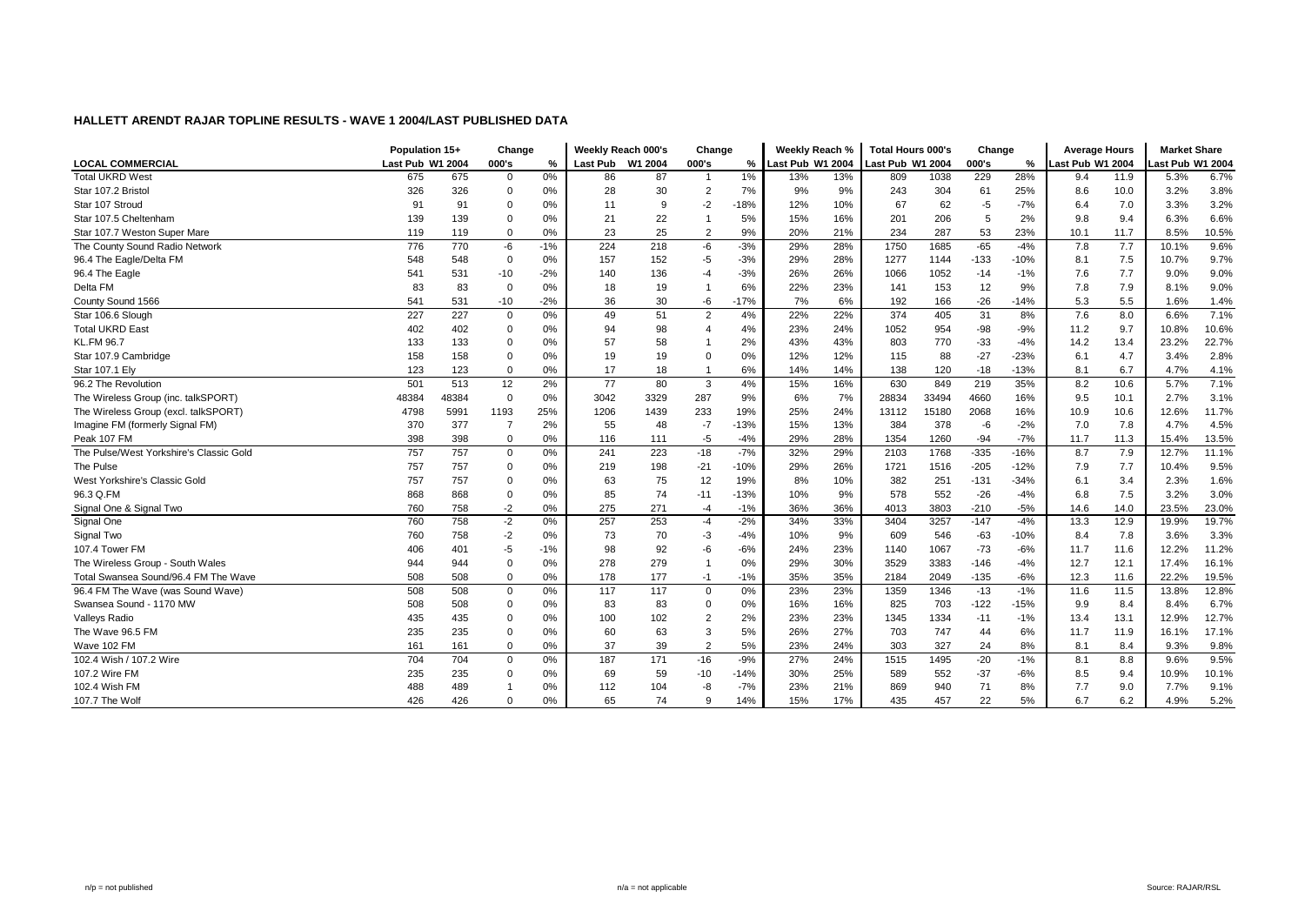# HALLETT ARENDT RAJAR TOPLINE RESULTS - WAVE 1 2004/LAST PUBLISHED DATA

| | Population 15+ | | Change | | Weekly Reach 000's | | Change | | Weekly Reach % | | Total Hours 000's | | Change | | Average Hours | | Market Share | |
|---|---|---|---|---|---|---|---|---|---|---|---|---|---|---|---|---|---|---|
| LOCAL COMMERCIAL | Last Pub | W1 2004 | 000's | % | Last Pub | W1 2004 | 000's | % | Last Pub | W1 2004 | Last Pub | W1 2004 | 000's | % | Last Pub | W1 2004 | Last Pub | W1 2004 |
| Total UKRD West | 675 | 675 | 0 | 0% | 86 | 87 | 1 | 1% | 13% | 13% | 809 | 1038 | 229 | 28% | 9.4 | 11.9 | 5.3% | 6.7% |
| Star 107.2 Bristol | 326 | 326 | 0 | 0% | 28 | 30 | 2 | 7% | 9% | 9% | 243 | 304 | 61 | 25% | 8.6 | 10.0 | 3.2% | 3.8% |
| Star 107 Stroud | 91 | 91 | 0 | 0% | 11 | 9 | -2 | -18% | 12% | 10% | 67 | 62 | -5 | -7% | 6.4 | 7.0 | 3.3% | 3.2% |
| Star 107.5 Cheltenham | 139 | 139 | 0 | 0% | 21 | 22 | 1 | 5% | 15% | 16% | 201 | 206 | 5 | 2% | 9.8 | 9.4 | 6.3% | 6.6% |
| Star 107.7 Weston Super Mare | 119 | 119 | 0 | 0% | 23 | 25 | 2 | 9% | 20% | 21% | 234 | 287 | 53 | 23% | 10.1 | 11.7 | 8.5% | 10.5% |
| The County Sound Radio Network | 776 | 770 | -6 | -1% | 224 | 218 | -6 | -3% | 29% | 28% | 1750 | 1685 | -65 | -4% | 7.8 | 7.7 | 10.1% | 9.6% |
| 96.4 The Eagle/Delta FM | 548 | 548 | 0 | 0% | 157 | 152 | -5 | -3% | 29% | 28% | 1277 | 1144 | -133 | -10% | 8.1 | 7.5 | 10.7% | 9.7% |
| 96.4 The Eagle | 541 | 531 | -10 | -2% | 140 | 136 | -4 | -3% | 26% | 26% | 1066 | 1052 | -14 | -1% | 7.6 | 7.7 | 9.0% | 9.0% |
| Delta FM | 83 | 83 | 0 | 0% | 18 | 19 | 1 | 6% | 22% | 23% | 141 | 153 | 12 | 9% | 7.8 | 7.9 | 8.1% | 9.0% |
| County Sound 1566 | 541 | 531 | -10 | -2% | 36 | 30 | -6 | -17% | 7% | 6% | 192 | 166 | -26 | -14% | 5.3 | 5.5 | 1.6% | 1.4% |
| Star 106.6 Slough | 227 | 227 | 0 | 0% | 49 | 51 | 2 | 4% | 22% | 22% | 374 | 405 | 31 | 8% | 7.6 | 8.0 | 6.6% | 7.1% |
| Total UKRD East | 402 | 402 | 0 | 0% | 94 | 98 | 4 | 4% | 23% | 24% | 1052 | 954 | -98 | -9% | 11.2 | 9.7 | 10.8% | 10.6% |
| KL.FM 96.7 | 133 | 133 | 0 | 0% | 57 | 58 | 1 | 2% | 43% | 43% | 803 | 770 | -33 | -4% | 14.2 | 13.4 | 23.2% | 22.7% |
| Star 107.9 Cambridge | 158 | 158 | 0 | 0% | 19 | 19 | 0 | 0% | 12% | 12% | 115 | 88 | -27 | -23% | 6.1 | 4.7 | 3.4% | 2.8% |
| Star 107.1 Ely | 123 | 123 | 0 | 0% | 17 | 18 | 1 | 6% | 14% | 14% | 138 | 120 | -18 | -13% | 8.1 | 6.7 | 4.7% | 4.1% |
| 96.2 The Revolution | 501 | 513 | 12 | 2% | 77 | 80 | 3 | 4% | 15% | 16% | 630 | 849 | 219 | 35% | 8.2 | 10.6 | 5.7% | 7.1% |
| The Wireless Group (inc. talkSPORT) | 48384 | 48384 | 0 | 0% | 3042 | 3329 | 287 | 9% | 6% | 7% | 28834 | 33494 | 4660 | 16% | 9.5 | 10.1 | 2.7% | 3.1% |
| The Wireless Group (excl. talkSPORT) | 4798 | 5991 | 1193 | 25% | 1206 | 1439 | 233 | 19% | 25% | 24% | 13112 | 15180 | 2068 | 16% | 10.9 | 10.6 | 12.6% | 11.7% |
| Imagine FM (formerly Signal FM) | 370 | 377 | 7 | 2% | 55 | 48 | -7 | -13% | 15% | 13% | 384 | 378 | -6 | -2% | 7.0 | 7.8 | 4.7% | 4.5% |
| Peak 107 FM | 398 | 398 | 0 | 0% | 116 | 111 | -5 | -4% | 29% | 28% | 1354 | 1260 | -94 | -7% | 11.7 | 11.3 | 15.4% | 13.5% |
| The Pulse/West Yorkshire's Classic Gold | 757 | 757 | 0 | 0% | 241 | 223 | -18 | -7% | 32% | 29% | 2103 | 1768 | -335 | -16% | 8.7 | 7.9 | 12.7% | 11.1% |
| The Pulse | 757 | 757 | 0 | 0% | 219 | 198 | -21 | -10% | 29% | 26% | 1721 | 1516 | -205 | -12% | 7.9 | 7.7 | 10.4% | 9.5% |
| West Yorkshire's Classic Gold | 757 | 757 | 0 | 0% | 63 | 75 | 12 | 19% | 8% | 10% | 382 | 251 | -131 | -34% | 6.1 | 3.4 | 2.3% | 1.6% |
| 96.3 Q.FM | 868 | 868 | 0 | 0% | 85 | 74 | -11 | -13% | 10% | 9% | 578 | 552 | -26 | -4% | 6.8 | 7.5 | 3.2% | 3.0% |
| Signal One & Signal Two | 760 | 758 | -2 | 0% | 275 | 271 | -4 | -1% | 36% | 36% | 4013 | 3803 | -210 | -5% | 14.6 | 14.0 | 23.5% | 23.0% |
| Signal One | 760 | 758 | -2 | 0% | 257 | 253 | -4 | -2% | 34% | 33% | 3404 | 3257 | -147 | -4% | 13.3 | 12.9 | 19.9% | 19.7% |
| Signal Two | 760 | 758 | -2 | 0% | 73 | 70 | -3 | -4% | 10% | 9% | 609 | 546 | -63 | -10% | 8.4 | 7.8 | 3.6% | 3.3% |
| 107.4 Tower FM | 406 | 401 | -5 | -1% | 98 | 92 | -6 | -6% | 24% | 23% | 1140 | 1067 | -73 | -6% | 11.7 | 11.6 | 12.2% | 11.2% |
| The Wireless Group - South Wales | 944 | 944 | 0 | 0% | 278 | 279 | 1 | 0% | 29% | 30% | 3529 | 3383 | -146 | -4% | 12.7 | 12.1 | 17.4% | 16.1% |
| Total Swansea Sound/96.4 FM The Wave | 508 | 508 | 0 | 0% | 178 | 177 | -1 | -1% | 35% | 35% | 2184 | 2049 | -135 | -6% | 12.3 | 11.6 | 22.2% | 19.5% |
| 96.4 FM The Wave (was Sound Wave) | 508 | 508 | 0 | 0% | 117 | 117 | 0 | 0% | 23% | 23% | 1359 | 1346 | -13 | -1% | 11.6 | 11.5 | 13.8% | 12.8% |
| Swansea Sound - 1170 MW | 508 | 508 | 0 | 0% | 83 | 83 | 0 | 0% | 16% | 16% | 825 | 703 | -122 | -15% | 9.9 | 8.4 | 8.4% | 6.7% |
| Valleys Radio | 435 | 435 | 0 | 0% | 100 | 102 | 2 | 2% | 23% | 23% | 1345 | 1334 | -11 | -1% | 13.4 | 13.1 | 12.9% | 12.7% |
| The Wave 96.5 FM | 235 | 235 | 0 | 0% | 60 | 63 | 3 | 5% | 26% | 27% | 703 | 747 | 44 | 6% | 11.7 | 11.9 | 16.1% | 17.1% |
| Wave 102 FM | 161 | 161 | 0 | 0% | 37 | 39 | 2 | 5% | 23% | 24% | 303 | 327 | 24 | 8% | 8.1 | 8.4 | 9.3% | 9.8% |
| 102.4 Wish / 107.2 Wire | 704 | 704 | 0 | 0% | 187 | 171 | -16 | -9% | 27% | 24% | 1515 | 1495 | -20 | -1% | 8.1 | 8.8 | 9.6% | 9.5% |
| 107.2 Wire FM | 235 | 235 | 0 | 0% | 69 | 59 | -10 | -14% | 30% | 25% | 589 | 552 | -37 | -6% | 8.5 | 9.4 | 10.9% | 10.1% |
| 102.4 Wish FM | 488 | 489 | 1 | 0% | 112 | 104 | -8 | -7% | 23% | 21% | 869 | 940 | 71 | 8% | 7.7 | 9.0 | 7.7% | 9.1% |
| 107.7 The Wolf | 426 | 426 | 0 | 0% | 65 | 74 | 9 | 14% | 15% | 17% | 435 | 457 | 22 | 5% | 6.7 | 6.2 | 4.9% | 5.2% |

n/p = not published　　n/a = not applicable　　Source: RAJAR/RSL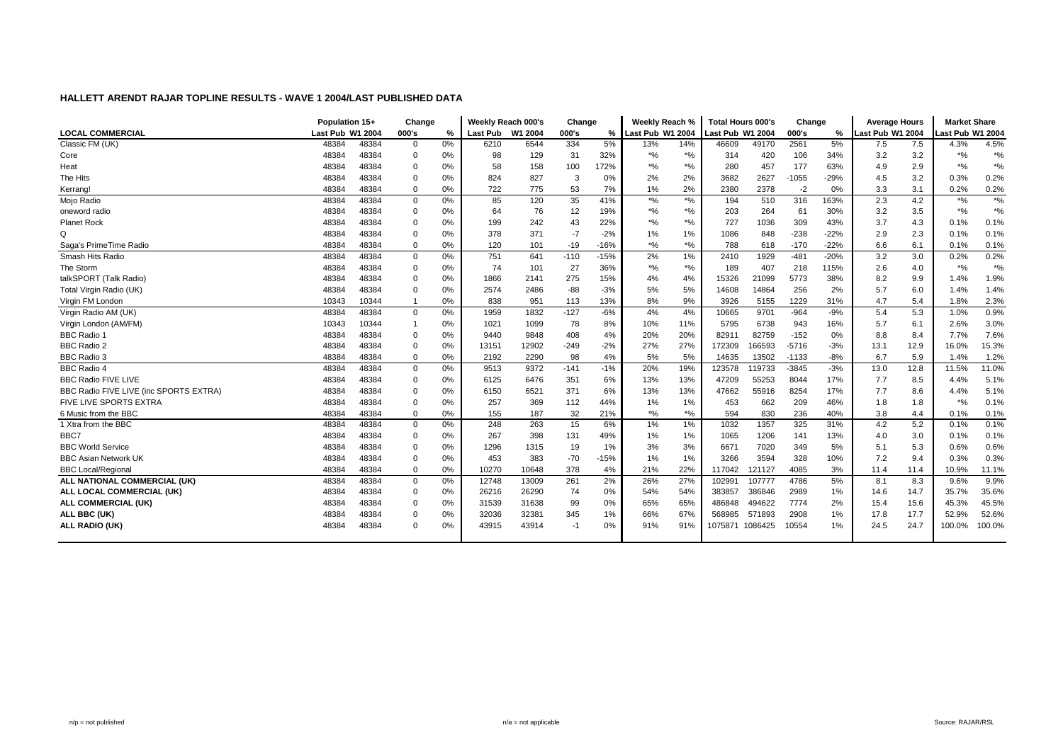### HALLETT ARENDT RAJAR TOPLINE RESULTS - WAVE 1 2004/LAST PUBLISHED DATA

| | Population 15+ | | Change | | Weekly Reach 000's | | Change | | Weekly Reach % | | Total Hours 000's | | Change | | Average Hours | | Market Share | |
|---|---|---|---|---|---|---|---|---|---|---|---|---|---|---|---|---|---|---|
| **LOCAL COMMERCIAL** | Last Pub | W1 2004 | 000's | % | Last Pub | W1 2004 | 000's | % | Last Pub | W1 2004 | Last Pub | W1 2004 | 000's | % | Last Pub | W1 2004 | Last Pub | W1 2004 |
| Classic FM (UK) | 48384 | 48384 | 0 | 0% | 6210 | 6544 | 334 | 5% | 13% | 14% | 46609 | 49170 | 2561 | 5% | 7.5 | 7.5 | 4.3% | 4.5% |
| Core | 48384 | 48384 | 0 | 0% | 98 | 129 | 31 | 32% | *% | *% | 314 | 420 | 106 | 34% | 3.2 | 3.2 | *% | *% |
| Heat | 48384 | 48384 | 0 | 0% | 58 | 158 | 100 | 172% | *% | *% | 280 | 457 | 177 | 63% | 4.9 | 2.9 | *% | *% |
| The Hits | 48384 | 48384 | 0 | 0% | 824 | 827 | 3 | 0% | 2% | 2% | 3682 | 2627 | -1055 | -29% | 4.5 | 3.2 | 0.3% | 0.2% |
| Kerrang! | 48384 | 48384 | 0 | 0% | 722 | 775 | 53 | 7% | 1% | 2% | 2380 | 2378 | -2 | 0% | 3.3 | 3.1 | 0.2% | 0.2% |
| Mojo Radio | 48384 | 48384 | 0 | 0% | 85 | 120 | 35 | 41% | *% | *% | 194 | 510 | 316 | 163% | 2.3 | 4.2 | *% | *% |
| oneword radio | 48384 | 48384 | 0 | 0% | 64 | 76 | 12 | 19% | *% | *% | 203 | 264 | 61 | 30% | 3.2 | 3.5 | *% | *% |
| Planet Rock | 48384 | 48384 | 0 | 0% | 199 | 242 | 43 | 22% | *% | *% | 727 | 1036 | 309 | 43% | 3.7 | 4.3 | 0.1% | 0.1% |
| Q | 48384 | 48384 | 0 | 0% | 378 | 371 | -7 | -2% | 1% | 1% | 1086 | 848 | -238 | -22% | 2.9 | 2.3 | 0.1% | 0.1% |
| Saga's PrimeTime Radio | 48384 | 48384 | 0 | 0% | 120 | 101 | -19 | -16% | *% | *% | 788 | 618 | -170 | -22% | 6.6 | 6.1 | 0.1% | 0.1% |
| Smash Hits Radio | 48384 | 48384 | 0 | 0% | 751 | 641 | -110 | -15% | 2% | 1% | 2410 | 1929 | -481 | -20% | 3.2 | 3.0 | 0.2% | 0.2% |
| The Storm | 48384 | 48384 | 0 | 0% | 74 | 101 | 27 | 36% | *% | *% | 189 | 407 | 218 | 115% | 2.6 | 4.0 | *% | *% |
| talkSPORT (Talk Radio) | 48384 | 48384 | 0 | 0% | 1866 | 2141 | 275 | 15% | 4% | 4% | 15326 | 21099 | 5773 | 38% | 8.2 | 9.9 | 1.4% | 1.9% |
| Total Virgin Radio (UK) | 48384 | 48384 | 0 | 0% | 2574 | 2486 | -88 | -3% | 5% | 5% | 14608 | 14864 | 256 | 2% | 5.7 | 6.0 | 1.4% | 1.4% |
| Virgin FM London | 10343 | 10344 | 1 | 0% | 838 | 951 | 113 | 13% | 8% | 9% | 3926 | 5155 | 1229 | 31% | 4.7 | 5.4 | 1.8% | 2.3% |
| Virgin Radio AM (UK) | 48384 | 48384 | 0 | 0% | 1959 | 1832 | -127 | -6% | 4% | 4% | 10665 | 9701 | -964 | -9% | 5.4 | 5.3 | 1.0% | 0.9% |
| Virgin London (AM/FM) | 10343 | 10344 | 1 | 0% | 1021 | 1099 | 78 | 8% | 10% | 11% | 5795 | 6738 | 943 | 16% | 5.7 | 6.1 | 2.6% | 3.0% |
| BBC Radio 1 | 48384 | 48384 | 0 | 0% | 9440 | 9848 | 408 | 4% | 20% | 20% | 82911 | 82759 | -152 | 0% | 8.8 | 8.4 | 7.7% | 7.6% |
| BBC Radio 2 | 48384 | 48384 | 0 | 0% | 13151 | 12902 | -249 | -2% | 27% | 27% | 172309 | 166593 | -5716 | -3% | 13.1 | 12.9 | 16.0% | 15.3% |
| BBC Radio 3 | 48384 | 48384 | 0 | 0% | 2192 | 2290 | 98 | 4% | 5% | 5% | 14635 | 13502 | -1133 | -8% | 6.7 | 5.9 | 1.4% | 1.2% |
| BBC Radio 4 | 48384 | 48384 | 0 | 0% | 9513 | 9372 | -141 | -1% | 20% | 19% | 123578 | 119733 | -3845 | -3% | 13.0 | 12.8 | 11.5% | 11.0% |
| BBC Radio FIVE LIVE | 48384 | 48384 | 0 | 0% | 6125 | 6476 | 351 | 6% | 13% | 13% | 47209 | 55253 | 8044 | 17% | 7.7 | 8.5 | 4.4% | 5.1% |
| BBC Radio FIVE LIVE (inc SPORTS EXTRA) | 48384 | 48384 | 0 | 0% | 6150 | 6521 | 371 | 6% | 13% | 13% | 47662 | 55916 | 8254 | 17% | 7.7 | 8.6 | 4.4% | 5.1% |
| FIVE LIVE SPORTS EXTRA | 48384 | 48384 | 0 | 0% | 257 | 369 | 112 | 44% | 1% | 1% | 453 | 662 | 209 | 46% | 1.8 | 1.8 | *% | 0.1% |
| 6 Music from the BBC | 48384 | 48384 | 0 | 0% | 155 | 187 | 32 | 21% | *% | *% | 594 | 830 | 236 | 40% | 3.8 | 4.4 | 0.1% | 0.1% |
| 1 Xtra from the BBC | 48384 | 48384 | 0 | 0% | 248 | 263 | 15 | 6% | 1% | 1% | 1032 | 1357 | 325 | 31% | 4.2 | 5.2 | 0.1% | 0.1% |
| BBC7 | 48384 | 48384 | 0 | 0% | 267 | 398 | 131 | 49% | 1% | 1% | 1065 | 1206 | 141 | 13% | 4.0 | 3.0 | 0.1% | 0.1% |
| BBC World Service | 48384 | 48384 | 0 | 0% | 1296 | 1315 | 19 | 1% | 3% | 3% | 6671 | 7020 | 349 | 5% | 5.1 | 5.3 | 0.6% | 0.6% |
| BBC Asian Network UK | 48384 | 48384 | 0 | 0% | 453 | 383 | -70 | -15% | 1% | 1% | 3266 | 3594 | 328 | 10% | 7.2 | 9.4 | 0.3% | 0.3% |
| BBC Local/Regional | 48384 | 48384 | 0 | 0% | 10270 | 10648 | 378 | 4% | 21% | 22% | 117042 | 121127 | 4085 | 3% | 11.4 | 11.4 | 10.9% | 11.1% |
| **ALL NATIONAL COMMERCIAL (UK)** | 48384 | 48384 | 0 | 0% | 12748 | 13009 | 261 | 2% | 26% | 27% | 102991 | 107777 | 4786 | 5% | 8.1 | 8.3 | 9.6% | 9.9% |
| **ALL LOCAL COMMERCIAL (UK)** | 48384 | 48384 | 0 | 0% | 26216 | 26290 | 74 | 0% | 54% | 54% | 383857 | 386846 | 2989 | 1% | 14.6 | 14.7 | 35.7% | 35.6% |
| **ALL COMMERCIAL (UK)** | 48384 | 48384 | 0 | 0% | 31539 | 31638 | 99 | 0% | 65% | 65% | 486848 | 494622 | 7774 | 2% | 15.4 | 15.6 | 45.3% | 45.5% |
| **ALL BBC (UK)** | 48384 | 48384 | 0 | 0% | 32036 | 32381 | 345 | 1% | 66% | 67% | 568985 | 571893 | 2908 | 1% | 17.8 | 17.7 | 52.9% | 52.6% |
| **ALL RADIO (UK)** | 48384 | 48384 | 0 | 0% | 43915 | 43914 | -1 | 0% | 91% | 91% | 1075871 | 1086425 | 10554 | 1% | 24.5 | 24.7 | 100.0% | 100.0% |

n/p = not published

n/a = not applicable

Source: RAJAR/RSL